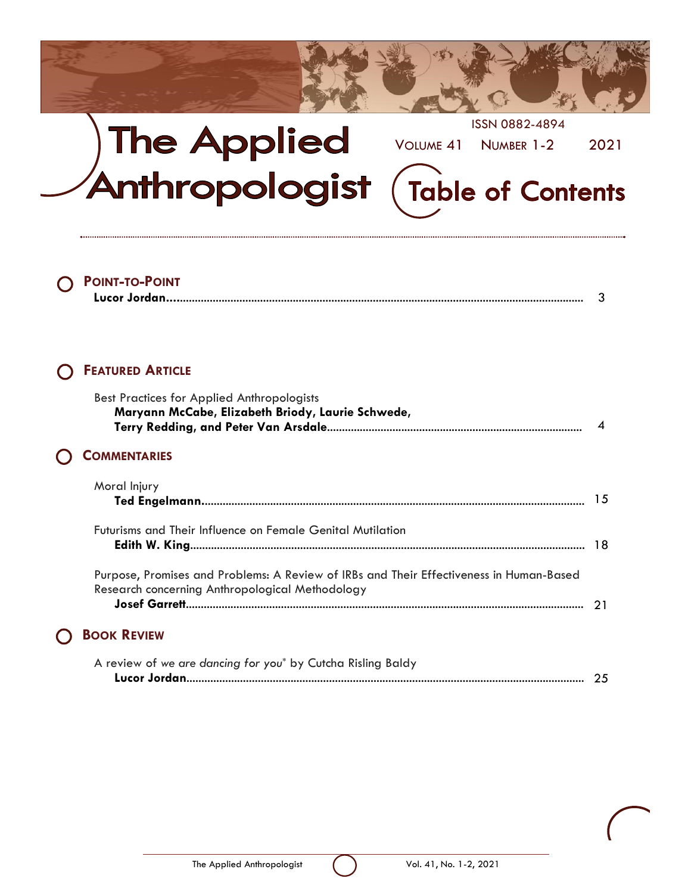# The Applied Anthropologist

ISSN 0882-4894

VOLUME 41 NUMBER 1-2 2021

## Table of Contents

### POINT-TO-POINT

**Lucor Jordan** ........................................................................ 3

### FEATURED ARTICLE

Best Practices for Applied Anthropologists
**Maryann McCabe, Elizabeth Briody, Laurie Schwede, Terry Redding, and Peter Van Arsdale** ........................................................................ 4

### COMMENTARIES

Moral Injury
**Ted Engelmann** ........................................................................ 15

Futurisms and Their Influence on Female Genital Mutilation
**Edith W. King** ........................................................................ 18

Purpose, Promises and Problems: A Review of IRBs and Their Effectiveness in Human-Based Research concerning Anthropological Methodology
**Josef Garrett** ........................................................................ 21

### BOOK REVIEW

A review of *we are dancing for you** by Cutcha Risling Baldy
**Lucor Jordan** ........................................................................ 25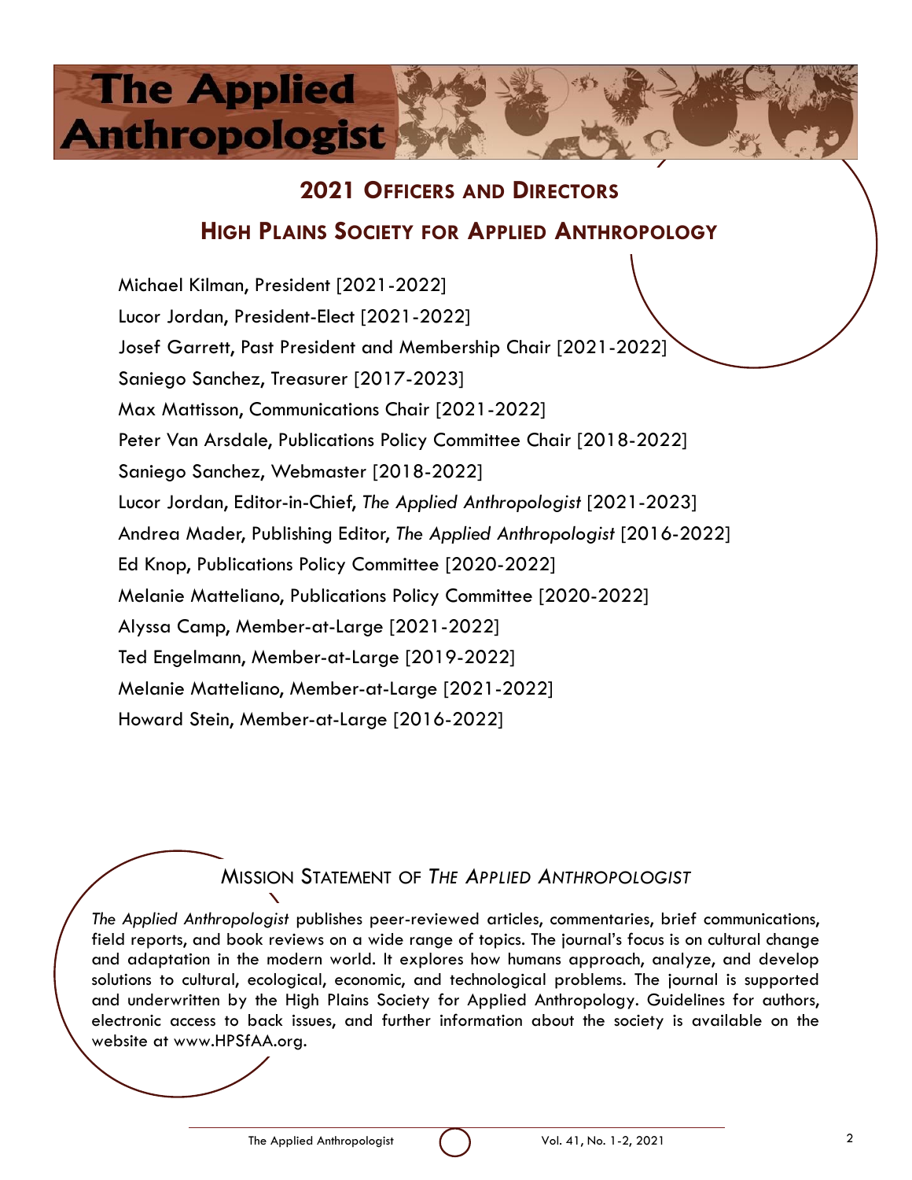## 2021 Officers and Directors

## High Plains Society for Applied Anthropology

Michael Kilman, President [2021-2022]

Lucor Jordan, President-Elect [2021-2022]

Josef Garrett, Past President and Membership Chair [2021-2022]

Saniego Sanchez, Treasurer [2017-2023]

Max Mattisson, Communications Chair [2021-2022]

Peter Van Arsdale, Publications Policy Committee Chair [2018-2022]

Saniego Sanchez, Webmaster [2018-2022]

Lucor Jordan, Editor-in-Chief, *The Applied Anthropologist* [2021-2023]

Andrea Mader, Publishing Editor, *The Applied Anthropologist* [2016-2022]

Ed Knop, Publications Policy Committee [2020-2022]

Melanie Matteliano, Publications Policy Committee [2020-2022]

Alyssa Camp, Member-at-Large [2021-2022]

Ted Engelmann, Member-at-Large [2019-2022]

Melanie Matteliano, Member-at-Large [2021-2022]

Howard Stein, Member-at-Large [2016-2022]

### Mission Statement of *The Applied Anthropologist*

*The Applied Anthropologist* publishes peer-reviewed articles, commentaries, brief communications, field reports, and book reviews on a wide range of topics. The journal's focus is on cultural change and adaptation in the modern world. It explores how humans approach, analyze, and develop solutions to cultural, ecological, economic, and technological problems. The journal is supported and underwritten by the High Plains Society for Applied Anthropology. Guidelines for authors, electronic access to back issues, and further information about the society is available on the website at www.HPSfAA.org.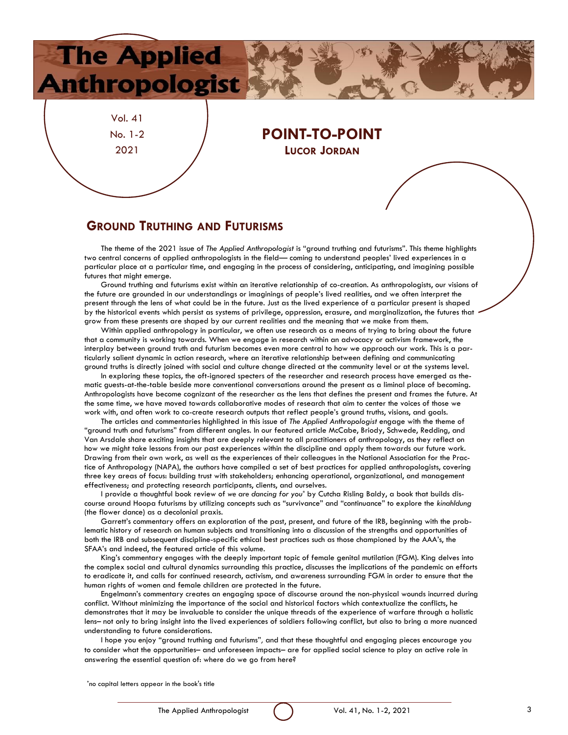# POINT-TO-POINT

**Lucor Jordan**

## Ground Truthing and Futurisms

The theme of the 2021 issue of *The Applied Anthropologist* is "ground truthing and futurisms". This theme highlights two central concerns of applied anthropologists in the field— coming to understand peoples' lived experiences in a particular place at a particular time, and engaging in the process of considering, anticipating, and imagining possible futures that might emerge.

Ground truthing and futurisms exist within an iterative relationship of co-creation. As anthropologists, our visions of the future are grounded in our understandings or imaginings of people's lived realities, and we often interpret the present through the lens of what could be in the future. Just as the lived experience of a particular present is shaped by the historical events which persist as systems of privilege, oppression, erasure, and marginalization, the futures that grow from these presents are shaped by our current realities and the meaning that we make from them.

Within applied anthropology in particular, we often use research as a means of trying to bring about the future that a community is working towards. When we engage in research within an advocacy or activism framework, the interplay between ground truth and futurism becomes even more central to how we approach our work. This is a particularly salient dynamic in action research, where an iterative relationship between defining and communicating ground truths is directly joined with social and culture change directed at the community level or at the systems level.

In exploring these topics, the oft-ignored specters of the researcher and research process have emerged as thematic guests-at-the-table beside more conventional conversations around the present as a liminal place of becoming. Anthropologists have become cognizant of the researcher as the lens that defines the present and frames the future. At the same time, we have moved towards collaborative modes of research that aim to center the voices of those we work with, and often work to co-create research outputs that reflect people's ground truths, visions, and goals.

The articles and commentaries highlighted in this issue of *The Applied Anthropologist* engage with the theme of "ground truth and futurisms" from different angles. In our featured article McCabe, Briody, Schwede, Redding, and Van Arsdale share exciting insights that are deeply relevant to all practitioners of anthropology, as they reflect on how we might take lessons from our past experiences within the discipline and apply them towards our future work. Drawing from their own work, as well as the experiences of their colleagues in the National Association for the Practice of Anthropology (NAPA), the authors have compiled a set of best practices for applied anthropologists, covering three key areas of focus: building trust with stakeholders; enhancing operational, organizational, and management effectiveness; and protecting research participants, clients, and ourselves.

I provide a thoughtful book review of *we are dancing for you*\* by Cutcha Risling Baldy, a book that builds discourse around Hoopa futurisms by utilizing concepts such as "survivance" and "continuance" to explore the *kinahldung* (the flower dance) as a decolonial praxis.

Garrett's commentary offers an exploration of the past, present, and future of the IRB, beginning with the problematic history of research on human subjects and transitioning into a discussion of the strengths and opportunities of both the IRB and subsequent discipline-specific ethical best practices such as those championed by the AAA's, the SFAA's and indeed, the featured article of this volume.

King's commentary engages with the deeply important topic of female genital mutilation (FGM). King delves into the complex social and cultural dynamics surrounding this practice, discusses the implications of the pandemic on efforts to eradicate it, and calls for continued research, activism, and awareness surrounding FGM in order to ensure that the human rights of women and female children are protected in the future.

Engelmann's commentary creates an engaging space of discourse around the non-physical wounds incurred during conflict. Without minimizing the importance of the social and historical factors which contextualize the conflicts, he demonstrates that it may be invaluable to consider the unique threads of the experience of warfare through a holistic lens– not only to bring insight into the lived experiences of soldiers following conflict, but also to bring a more nuanced understanding to future considerations.

I hope you enjoy "ground truthing and futurisms", and that these thoughtful and engaging pieces encourage you to consider what the opportunities– and unforeseen impacts– are for applied social science to play an active role in answering the essential question of: where do we go from here?

\*no capital letters appear in the book's title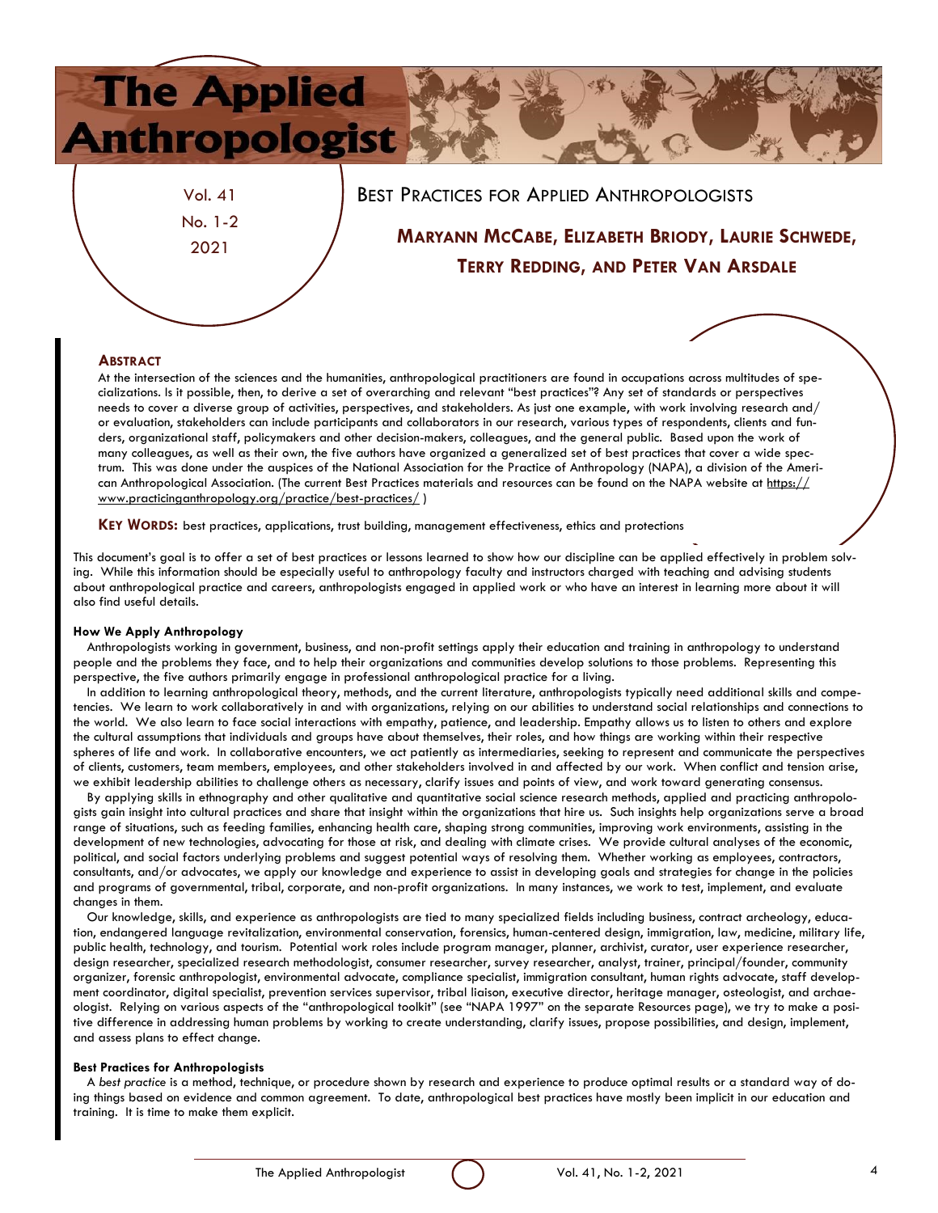# Best Practices for Applied Anthropologists

## Maryann McCabe, Elizabeth Briody, Laurie Schwede, Terry Redding, and Peter Van Arsdale

### Abstract

At the intersection of the sciences and the humanities, anthropological practitioners are found in occupations across multitudes of specializations. Is it possible, then, to derive a set of overarching and relevant "best practices"? Any set of standards or perspectives needs to cover a diverse group of activities, perspectives, and stakeholders. As just one example, with work involving research and/or evaluation, stakeholders can include participants and collaborators in our research, various types of respondents, clients and funders, organizational staff, policymakers and other decision-makers, colleagues, and the general public. Based upon the work of many colleagues, as well as their own, the five authors have organized a generalized set of best practices that cover a wide spectrum. This was done under the auspices of the National Association for the Practice of Anthropology (NAPA), a division of the American Anthropological Association. (The current Best Practices materials and resources can be found on the NAPA website at https://www.practicinganthropology.org/practice/best-practices/ )

**Key Words:** best practices, applications, trust building, management effectiveness, ethics and protections

This document's goal is to offer a set of best practices or lessons learned to show how our discipline can be applied effectively in problem solving. While this information should be especially useful to anthropology faculty and instructors charged with teaching and advising students about anthropological practice and careers, anthropologists engaged in applied work or who have an interest in learning more about it will also find useful details.

#### How We Apply Anthropology

Anthropologists working in government, business, and non-profit settings apply their education and training in anthropology to understand people and the problems they face, and to help their organizations and communities develop solutions to those problems. Representing this perspective, the five authors primarily engage in professional anthropological practice for a living.

In addition to learning anthropological theory, methods, and the current literature, anthropologists typically need additional skills and competencies. We learn to work collaboratively in and with organizations, relying on our abilities to understand social relationships and connections to the world. We also learn to face social interactions with empathy, patience, and leadership. Empathy allows us to listen to others and explore the cultural assumptions that individuals and groups have about themselves, their roles, and how things are working within their respective spheres of life and work. In collaborative encounters, we act patiently as intermediaries, seeking to represent and communicate the perspectives of clients, customers, team members, employees, and other stakeholders involved in and affected by our work. When conflict and tension arise, we exhibit leadership abilities to challenge others as necessary, clarify issues and points of view, and work toward generating consensus.

By applying skills in ethnography and other qualitative and quantitative social science research methods, applied and practicing anthropologists gain insight into cultural practices and share that insight within the organizations that hire us. Such insights help organizations serve a broad range of situations, such as feeding families, enhancing health care, shaping strong communities, improving work environments, assisting in the development of new technologies, advocating for those at risk, and dealing with climate crises. We provide cultural analyses of the economic, political, and social factors underlying problems and suggest potential ways of resolving them. Whether working as employees, contractors, consultants, and/or advocates, we apply our knowledge and experience to assist in developing goals and strategies for change in the policies and programs of governmental, tribal, corporate, and non-profit organizations. In many instances, we work to test, implement, and evaluate changes in them.

Our knowledge, skills, and experience as anthropologists are tied to many specialized fields including business, contract archeology, education, endangered language revitalization, environmental conservation, forensics, human-centered design, immigration, law, medicine, military life, public health, technology, and tourism. Potential work roles include program manager, planner, archivist, curator, user experience researcher, design researcher, specialized research methodologist, consumer researcher, survey researcher, analyst, trainer, principal/founder, community organizer, forensic anthropologist, environmental advocate, compliance specialist, immigration consultant, human rights advocate, staff development coordinator, digital specialist, prevention services supervisor, tribal liaison, executive director, heritage manager, osteologist, and archaeologist. Relying on various aspects of the "anthropological toolkit" (see "NAPA 1997" on the separate Resources page), we try to make a positive difference in addressing human problems by working to create understanding, clarify issues, propose possibilities, and design, implement, and assess plans to effect change.

#### Best Practices for Anthropologists

A *best practice* is a method, technique, or procedure shown by research and experience to produce optimal results or a standard way of doing things based on evidence and common agreement. To date, anthropological best practices have mostly been implicit in our education and training. It is time to make them explicit.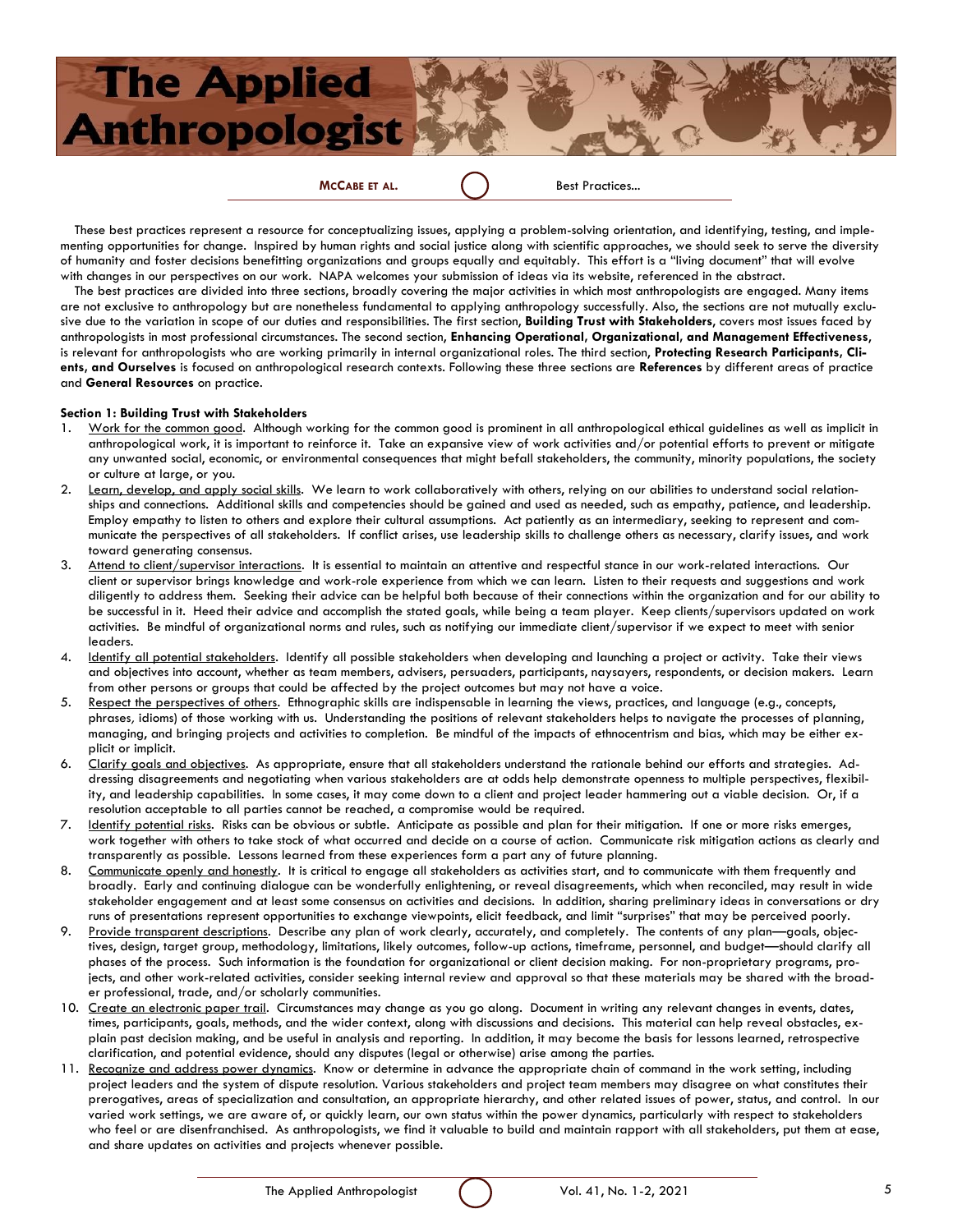These best practices represent a resource for conceptualizing issues, applying a problem-solving orientation, and identifying, testing, and implementing opportunities for change. Inspired by human rights and social justice along with scientific approaches, we should seek to serve the diversity of humanity and foster decisions benefitting organizations and groups equally and equitably. This effort is a "living document" that will evolve with changes in our perspectives on our work. NAPA welcomes your submission of ideas via its website, referenced in the abstract.

The best practices are divided into three sections, broadly covering the major activities in which most anthropologists are engaged. Many items are not exclusive to anthropology but are nonetheless fundamental to applying anthropology successfully. Also, the sections are not mutually exclusive due to the variation in scope of our duties and responsibilities. The first section, **Building Trust with Stakeholders**, covers most issues faced by anthropologists in most professional circumstances. The second section, **Enhancing Operational, Organizational, and Management Effectiveness**, is relevant for anthropologists who are working primarily in internal organizational roles. The third section, **Protecting Research Participants, Clients, and Ourselves** is focused on anthropological research contexts. Following these three sections are **References** by different areas of practice and **General Resources** on practice.

**Section 1: Building Trust with Stakeholders**

1. Work for the common good. Although working for the common good is prominent in all anthropological ethical guidelines as well as implicit in anthropological work, it is important to reinforce it. Take an expansive view of work activities and/or potential efforts to prevent or mitigate any unwanted social, economic, or environmental consequences that might befall stakeholders, the community, minority populations, the society or culture at large, or you.
2. Learn, develop, and apply social skills. We learn to work collaboratively with others, relying on our abilities to understand social relationships and connections. Additional skills and competencies should be gained and used as needed, such as empathy, patience, and leadership. Employ empathy to listen to others and explore their cultural assumptions. Act patiently as an intermediary, seeking to represent and communicate the perspectives of all stakeholders. If conflict arises, use leadership skills to challenge others as necessary, clarify issues, and work toward generating consensus.
3. Attend to client/supervisor interactions. It is essential to maintain an attentive and respectful stance in our work-related interactions. Our client or supervisor brings knowledge and work-role experience from which we can learn. Listen to their requests and suggestions and work diligently to address them. Seeking their advice can be helpful both because of their connections within the organization and for our ability to be successful in it. Heed their advice and accomplish the stated goals, while being a team player. Keep clients/supervisors updated on work activities. Be mindful of organizational norms and rules, such as notifying our immediate client/supervisor if we expect to meet with senior leaders.
4. Identify all potential stakeholders. Identify all possible stakeholders when developing and launching a project or activity. Take their views and objectives into account, whether as team members, advisers, persuaders, participants, naysayers, respondents, or decision makers. Learn from other persons or groups that could be affected by the project outcomes but may not have a voice.
5. Respect the perspectives of others. Ethnographic skills are indispensable in learning the views, practices, and language (e.g., concepts, phrases, idioms) of those working with us. Understanding the positions of relevant stakeholders helps to navigate the processes of planning, managing, and bringing projects and activities to completion. Be mindful of the impacts of ethnocentrism and bias, which may be either explicit or implicit.
6. Clarify goals and objectives. As appropriate, ensure that all stakeholders understand the rationale behind our efforts and strategies. Addressing disagreements and negotiating when various stakeholders are at odds help demonstrate openness to multiple perspectives, flexibility, and leadership capabilities. In some cases, it may come down to a client and project leader hammering out a viable decision. Or, if a resolution acceptable to all parties cannot be reached, a compromise would be required.
7. Identify potential risks. Risks can be obvious or subtle. Anticipate as possible and plan for their mitigation. If one or more risks emerges, work together with others to take stock of what occurred and decide on a course of action. Communicate risk mitigation actions as clearly and transparently as possible. Lessons learned from these experiences form a part any of future planning.
8. Communicate openly and honestly. It is critical to engage all stakeholders as activities start, and to communicate with them frequently and broadly. Early and continuing dialogue can be wonderfully enlightening, or reveal disagreements, which when reconciled, may result in wide stakeholder engagement and at least some consensus on activities and decisions. In addition, sharing preliminary ideas in conversations or dry runs of presentations represent opportunities to exchange viewpoints, elicit feedback, and limit "surprises" that may be perceived poorly.
9. Provide transparent descriptions. Describe any plan of work clearly, accurately, and completely. The contents of any plan—goals, objectives, design, target group, methodology, limitations, likely outcomes, follow-up actions, timeframe, personnel, and budget—should clarify all phases of the process. Such information is the foundation for organizational or client decision making. For non-proprietary programs, projects, and other work-related activities, consider seeking internal review and approval so that these materials may be shared with the broader professional, trade, and/or scholarly communities.
10. Create an electronic paper trail. Circumstances may change as you go along. Document in writing any relevant changes in events, dates, times, participants, goals, methods, and the wider context, along with discussions and decisions. This material can help reveal obstacles, explain past decision making, and be useful in analysis and reporting. In addition, it may become the basis for lessons learned, retrospective clarification, and potential evidence, should any disputes (legal or otherwise) arise among the parties.
11. Recognize and address power dynamics. Know or determine in advance the appropriate chain of command in the work setting, including project leaders and the system of dispute resolution. Various stakeholders and project team members may disagree on what constitutes their prerogatives, areas of specialization and consultation, an appropriate hierarchy, and other related issues of power, status, and control. In our varied work settings, we are aware of, or quickly learn, our own status within the power dynamics, particularly with respect to stakeholders who feel or are disenfranchised. As anthropologists, we find it valuable to build and maintain rapport with all stakeholders, put them at ease, and share updates on activities and projects whenever possible.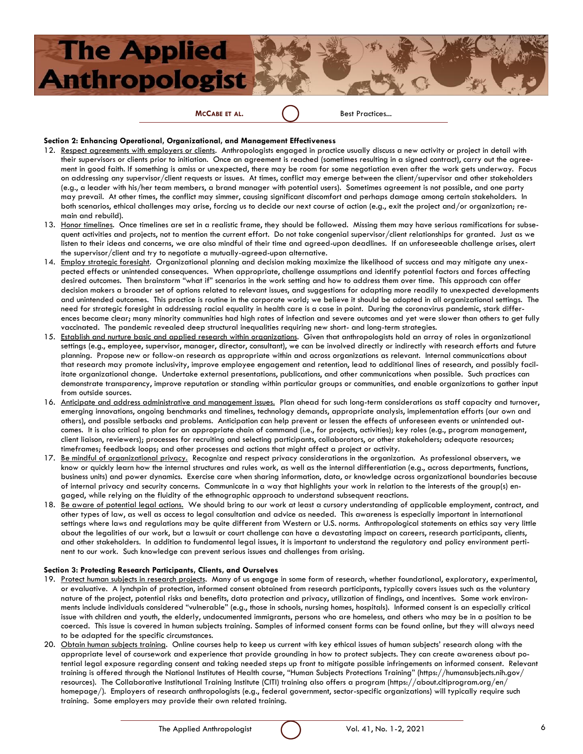**Section 2: Enhancing Operational, Organizational, and Management Effectiveness**

12. Respect agreements with employers or clients. Anthropologists engaged in practice usually discuss a new activity or project in detail with their supervisors or clients prior to initiation. Once an agreement is reached (sometimes resulting in a signed contract), carry out the agreement in good faith. If something is amiss or unexpected, there may be room for some negotiation even after the work gets underway. Focus on addressing any supervisor/client requests or issues. At times, conflict may emerge between the client/supervisor and other stakeholders (e.g., a leader with his/her team members, a brand manager with potential users). Sometimes agreement is not possible, and one party may prevail. At other times, the conflict may simmer, causing significant discomfort and perhaps damage among certain stakeholders. In both scenarios, ethical challenges may arise, forcing us to decide our next course of action (e.g., exit the project and/or organization; remain and rebuild).
13. Honor timelines. Once timelines are set in a realistic frame, they should be followed. Missing them may have serious ramifications for subsequent activities and projects, not to mention the current effort. Do not take congenial supervisor/client relationships for granted. Just as we listen to their ideas and concerns, we are also mindful of their time and agreed-upon deadlines. If an unforeseeable challenge arises, alert the supervisor/client and try to negotiate a mutually-agreed-upon alternative.
14. Employ strategic foresight. Organizational planning and decision making maximize the likelihood of success and may mitigate any unexpected effects or unintended consequences. When appropriate, challenge assumptions and identify potential factors and forces affecting desired outcomes. Then brainstorm "what if" scenarios in the work setting and how to address them over time. This approach can offer decision makers a broader set of options related to relevant issues, and suggestions for adapting more readily to unexpected developments and unintended outcomes. This practice is routine in the corporate world; we believe it should be adopted in all organizational settings. The need for strategic foresight in addressing racial equality in health care is a case in point. During the coronavirus pandemic, stark differences became clear; many minority communities had high rates of infection and severe outcomes and yet were slower than others to get fully vaccinated. The pandemic revealed deep structural inequalities requiring new short- and long-term strategies.
15. Establish and nurture basic and applied research within organizations. Given that anthropologists hold an array of roles in organizational settings (e.g., employee, supervisor, manager, director, consultant), we can be involved directly or indirectly with research efforts and future planning. Propose new or follow-on research as appropriate within and across organizations as relevant. Internal communications about that research may promote inclusivity, improve employee engagement and retention, lead to additional lines of research, and possibly facilitate organizational change. Undertake external presentations, publications, and other communications when possible. Such practices can demonstrate transparency, improve reputation or standing within particular groups or communities, and enable organizations to gather input from outside sources.
16. Anticipate and address administrative and management issues. Plan ahead for such long-term considerations as staff capacity and turnover, emerging innovations, ongoing benchmarks and timelines, technology demands, appropriate analysis, implementation efforts (our own and others), and possible setbacks and problems. Anticipation can help prevent or lessen the effects of unforeseen events or unintended outcomes. It is also critical to plan for an appropriate chain of command (i.e., for projects, activities); key roles (e.g., program management, client liaison, reviewers); processes for recruiting and selecting participants, collaborators, or other stakeholders; adequate resources; timeframes; feedback loops; and other processes and actions that might affect a project or activity.
17. Be mindful of organizational privacy. Recognize and respect privacy considerations in the organization. As professional observers, we know or quickly learn how the internal structures and rules work, as well as the internal differentiation (e.g., across departments, functions, business units) and power dynamics. Exercise care when sharing information, data, or knowledge across organizational boundaries because of internal privacy and security concerns. Communicate in a way that highlights your work in relation to the interests of the group(s) engaged, while relying on the fluidity of the ethnographic approach to understand subsequent reactions.
18. Be aware of potential legal actions. We should bring to our work at least a cursory understanding of applicable employment, contract, and other types of law, as well as access to legal consultation and advice as needed. This awareness is especially important in international settings where laws and regulations may be quite different from Western or U.S. norms. Anthropological statements on ethics say very little about the legalities of our work, but a lawsuit or court challenge can have a devastating impact on careers, research participants, clients, and other stakeholders. In addition to fundamental legal issues, it is important to understand the regulatory and policy environment pertinent to our work. Such knowledge can prevent serious issues and challenges from arising.

**Section 3: Protecting Research Participants, Clients, and Ourselves**

19. Protect human subjects in research projects. Many of us engage in some form of research, whether foundational, exploratory, experimental, or evaluative. A lynchpin of protection, informed consent obtained from research participants, typically covers issues such as the voluntary nature of the project, potential risks and benefits, data protection and privacy, utilization of findings, and incentives. Some work environments include individuals considered "vulnerable" (e.g., those in schools, nursing homes, hospitals). Informed consent is an especially critical issue with children and youth, the elderly, undocumented immigrants, persons who are homeless, and others who may be in a position to be coerced. This issue is covered in human subjects training. Samples of informed consent forms can be found online, but they will always need to be adapted for the specific circumstances.
20. Obtain human subjects training. Online courses help to keep us current with key ethical issues of human subjects' research along with the appropriate level of coursework and experience that provide grounding in how to protect subjects. They can create awareness about potential legal exposure regarding consent and taking needed steps up front to mitigate possible infringements on informed consent. Relevant training is offered through the National Institutes of Health course, "Human Subjects Protections Training" (https://humansubjects.nih.gov/resources). The Collaborative Institutional Training Institute (CITI) training also offers a program (https://about.citiprogram.org/en/homepage/). Employers of research anthropologists (e.g., federal government, sector-specific organizations) will typically require such training. Some employers may provide their own related training.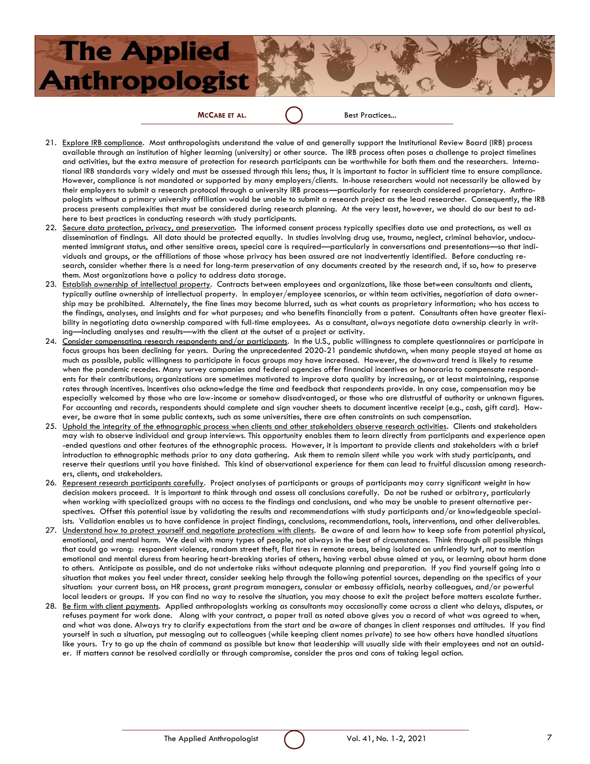21. Explore IRB compliance. Most anthropologists understand the value of and generally support the Institutional Review Board (IRB) process available through an institution of higher learning (university) or other source. The IRB process often poses a challenge to project timelines and activities, but the extra measure of protection for research participants can be worthwhile for both them and the researchers. International IRB standards vary widely and must be assessed through this lens; thus, it is important to factor in sufficient time to ensure compliance. However, compliance is not mandated or supported by many employers/clients. In-house researchers would not necessarily be allowed by their employers to submit a research protocol through a university IRB process—particularly for research considered proprietary. Anthropologists without a primary university affiliation would be unable to submit a research project as the lead researcher. Consequently, the IRB process presents complexities that must be considered during research planning. At the very least, however, we should do our best to adhere to best practices in conducting research with study participants.
22. Secure data protection, privacy, and preservation. The informed consent process typically specifies data use and protections, as well as dissemination of findings. All data should be protected equally. In studies involving drug use, trauma, neglect, criminal behavior, undocumented immigrant status, and other sensitive areas, special care is required—particularly in conversations and presentations—so that individuals and groups, or the affiliations of those whose privacy has been assured are not inadvertently identified. Before conducting research, consider whether there is a need for long-term preservation of any documents created by the research and, if so, how to preserve them. Most organizations have a policy to address data storage.
23. Establish ownership of intellectual property. Contracts between employees and organizations, like those between consultants and clients, typically outline ownership of intellectual property. In employer/employee scenarios, or within team activities, negotiation of data ownership may be prohibited. Alternately, the fine lines may become blurred, such as what counts as proprietary information; who has access to the findings, analyses, and insights and for what purposes; and who benefits financially from a patent. Consultants often have greater flexibility in negotiating data ownership compared with full-time employees. As a consultant, always negotiate data ownership clearly in writing—including analyses and results—with the client at the outset of a project or activity.
24. Consider compensating research respondents and/or participants. In the U.S., public willingness to complete questionnaires or participate in focus groups has been declining for years. During the unprecedented 2020-21 pandemic shutdown, when many people stayed at home as much as possible, public willingness to participate in focus groups may have increased. However, the downward trend is likely to resume when the pandemic recedes. Many survey companies and federal agencies offer financial incentives or honoraria to compensate respondents for their contributions; organizations are sometimes motivated to improve data quality by increasing, or at least maintaining, response rates through incentives. Incentives also acknowledge the time and feedback that respondents provide. In any case, compensation may be especially welcomed by those who are low-income or somehow disadvantaged, or those who are distrustful of authority or unknown figures. For accounting and records, respondents should complete and sign voucher sheets to document incentive receipt (e.g., cash, gift card). However, be aware that in some public contexts, such as some universities, there are often constraints on such compensation.
25. Uphold the integrity of the ethnographic process when clients and other stakeholders observe research activities. Clients and stakeholders may wish to observe individual and group interviews. This opportunity enables them to learn directly from participants and experience open-ended questions and other features of the ethnographic process. However, it is important to provide clients and stakeholders with a brief introduction to ethnographic methods prior to any data gathering. Ask them to remain silent while you work with study participants, and reserve their questions until you have finished. This kind of observational experience for them can lead to fruitful discussion among researchers, clients, and stakeholders.
26. Represent research participants carefully. Project analyses of participants or groups of participants may carry significant weight in how decision makers proceed. It is important to think through and assess all conclusions carefully. Do not be rushed or arbitrary, particularly when working with specialized groups with no access to the findings and conclusions, and who may be unable to present alternative perspectives. Offset this potential issue by validating the results and recommendations with study participants and/or knowledgeable specialists. Validation enables us to have confidence in project findings, conclusions, recommendations, tools, interventions, and other deliverables.
27. Understand how to protect yourself and negotiate protections with clients. Be aware of and learn how to keep safe from potential physical, emotional, and mental harm. We deal with many types of people, not always in the best of circumstances. Think through all possible things that could go wrong: respondent violence, random street theft, flat tires in remote areas, being isolated on unfriendly turf, not to mention emotional and mental duress from hearing heart-breaking stories of others, having verbal abuse aimed at you, or learning about harm done to others. Anticipate as possible, and do not undertake risks without adequate planning and preparation. If you find yourself going into a situation that makes you feel under threat, consider seeking help through the following potential sources, depending on the specifics of your situation: your current boss, an HR process, grant program managers, consular or embassy officials, nearby colleagues, and/or powerful local leaders or groups. If you can find no way to resolve the situation, you may choose to exit the project before matters escalate further.
28. Be firm with client payments. Applied anthropologists working as consultants may occasionally come across a client who delays, disputes, or refuses payment for work done. Along with your contract, a paper trail as noted above gives you a record of what was agreed to when, and what was done. Always try to clarify expectations from the start and be aware of changes in client responses and attitudes. If you find yourself in such a situation, put messaging out to colleagues (while keeping client names private) to see how others have handled situations like yours. Try to go up the chain of command as possible but know that leadership will usually side with their employees and not an outsider. If matters cannot be resolved cordially or through compromise, consider the pros and cons of taking legal action.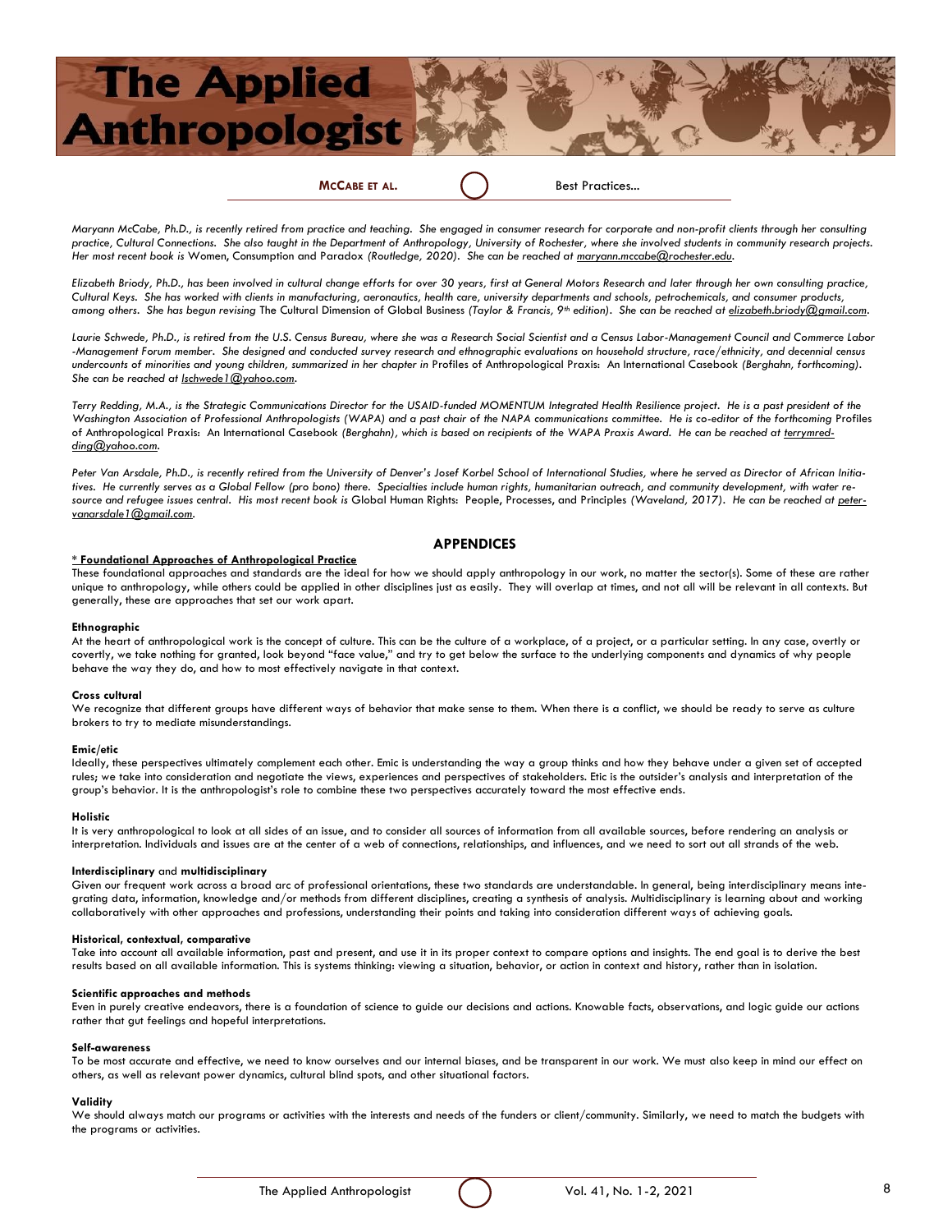*Maryann McCabe, Ph.D., is recently retired from practice and teaching. She engaged in consumer research for corporate and non-profit clients through her consulting practice, Cultural Connections. She also taught in the Department of Anthropology, University of Rochester, where she involved students in community research projects. Her most recent book is* Women, Consumption and Paradox *(Routledge, 2020). She can be reached at maryann.mccabe@rochester.edu.*

*Elizabeth Briody, Ph.D., has been involved in cultural change efforts for over 30 years, first at General Motors Research and later through her own consulting practice, Cultural Keys. She has worked with clients in manufacturing, aeronautics, health care, university departments and schools, petrochemicals, and consumer products, among others. She has begun revising* The Cultural Dimension of Global Business *(Taylor & Francis, 9th edition). She can be reached at elizabeth.briody@gmail.com.*

*Laurie Schwede, Ph.D., is retired from the U.S. Census Bureau, where she was a Research Social Scientist and a Census Labor-Management Council and Commerce Labor-Management Forum member. She designed and conducted survey research and ethnographic evaluations on household structure, race/ethnicity, and decennial census undercounts of minorities and young children, summarized in her chapter in* Profiles of Anthropological Praxis: An International Casebook *(Berghahn, forthcoming). She can be reached at lschwede1@yahoo.com.*

*Terry Redding, M.A., is the Strategic Communications Director for the USAID-funded MOMENTUM Integrated Health Resilience project. He is a past president of the Washington Association of Professional Anthropologists (WAPA) and a past chair of the NAPA communications committee. He is co-editor of the forthcoming* Profiles of Anthropological Praxis: An International Casebook *(Berghahn), which is based on recipients of the WAPA Praxis Award. He can be reached at terrymredding@yahoo.com.*

*Peter Van Arsdale, Ph.D., is recently retired from the University of Denver's Josef Korbel School of International Studies, where he served as Director of African Initiatives. He currently serves as a Global Fellow (pro bono) there. Specialties include human rights, humanitarian outreach, and community development, with water resource and refugee issues central. His most recent book is* Global Human Rights: People, Processes, and Principles *(Waveland, 2017). He can be reached at petervanarsdale1@gmail.com.*

## APPENDICES

**\* Foundational Approaches of Anthropological Practice**

These foundational approaches and standards are the ideal for how we should apply anthropology in our work, no matter the sector(s). Some of these are rather unique to anthropology, while others could be applied in other disciplines just as easily. They will overlap at times, and not all will be relevant in all contexts. But generally, these are approaches that set our work apart.

**Ethnographic**

At the heart of anthropological work is the concept of culture. This can be the culture of a workplace, of a project, or a particular setting. In any case, overtly or covertly, we take nothing for granted, look beyond "face value," and try to get below the surface to the underlying components and dynamics of why people behave the way they do, and how to most effectively navigate in that context.

**Cross cultural**

We recognize that different groups have different ways of behavior that make sense to them. When there is a conflict, we should be ready to serve as culture brokers to try to mediate misunderstandings.

**Emic/etic**

Ideally, these perspectives ultimately complement each other. Emic is understanding the way a group thinks and how they behave under a given set of accepted rules; we take into consideration and negotiate the views, experiences and perspectives of stakeholders. Etic is the outsider's analysis and interpretation of the group's behavior. It is the anthropologist's role to combine these two perspectives accurately toward the most effective ends.

**Holistic**

It is very anthropological to look at all sides of an issue, and to consider all sources of information from all available sources, before rendering an analysis or interpretation. Individuals and issues are at the center of a web of connections, relationships, and influences, and we need to sort out all strands of the web.

**Interdisciplinary** and **multidisciplinary**

Given our frequent work across a broad arc of professional orientations, these two standards are understandable. In general, being interdisciplinary means integrating data, information, knowledge and/or methods from different disciplines, creating a synthesis of analysis. Multidisciplinary is learning about and working collaboratively with other approaches and professions, understanding their points and taking into consideration different ways of achieving goals.

**Historical, contextual, comparative**

Take into account all available information, past and present, and use it in its proper context to compare options and insights. The end goal is to derive the best results based on all available information. This is systems thinking: viewing a situation, behavior, or action in context and history, rather than in isolation.

**Scientific approaches and methods**

Even in purely creative endeavors, there is a foundation of science to guide our decisions and actions. Knowable facts, observations, and logic guide our actions rather that gut feelings and hopeful interpretations.

**Self-awareness**

To be most accurate and effective, we need to know ourselves and our internal biases, and be transparent in our work. We must also keep in mind our effect on others, as well as relevant power dynamics, cultural blind spots, and other situational factors.

**Validity**

We should always match our programs or activities with the interests and needs of the funders or client/community. Similarly, we need to match the budgets with the programs or activities.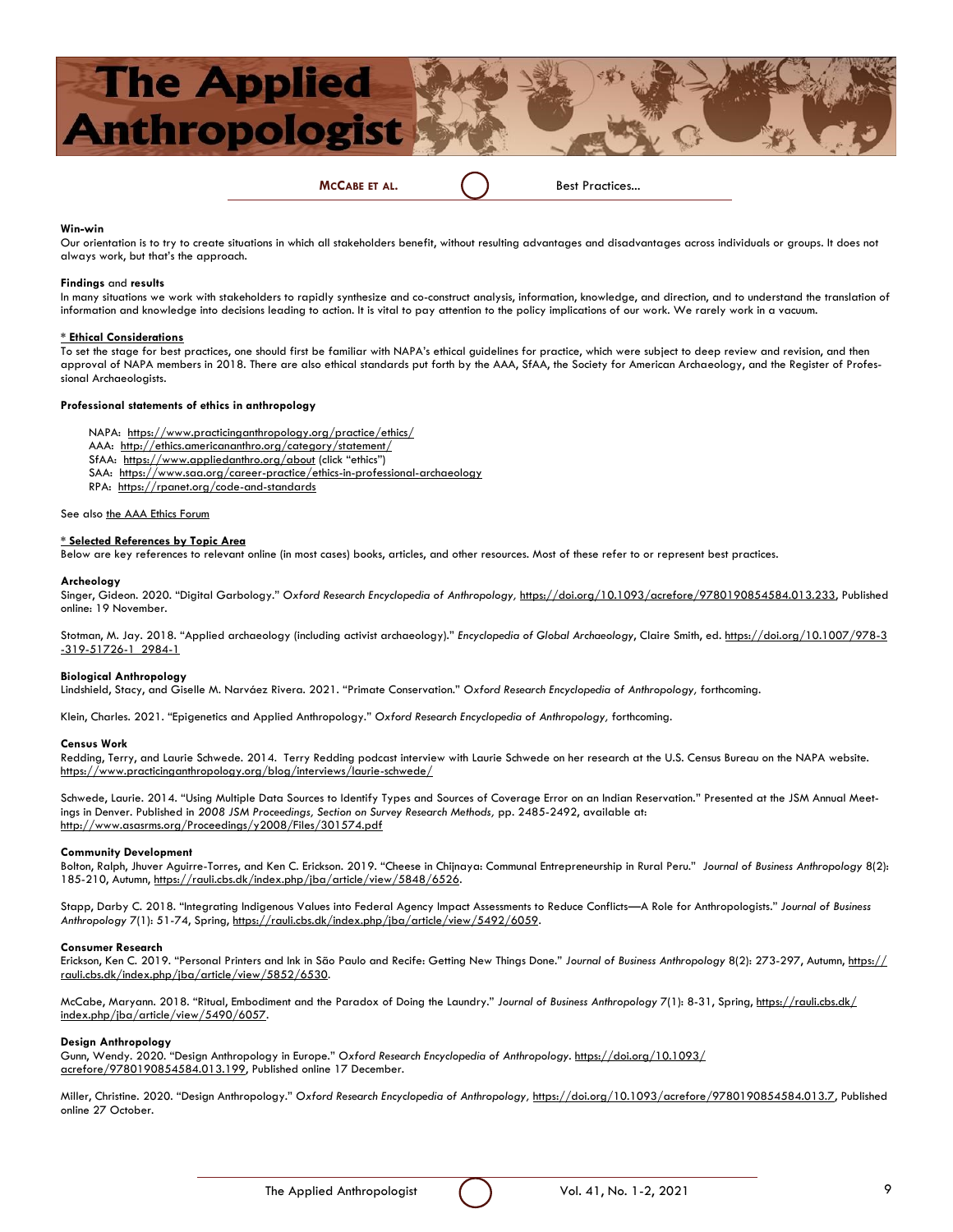**Win-win**
Our orientation is to try to create situations in which all stakeholders benefit, without resulting advantages and disadvantages across individuals or groups. It does not always work, but that's the approach.

**Findings** and **results**
In many situations we work with stakeholders to rapidly synthesize and co-construct analysis, information, knowledge, and direction, and to understand the translation of information and knowledge into decisions leading to action. It is vital to pay attention to the policy implications of our work. We rarely work in a vacuum.

**\* Ethical Considerations**
To set the stage for best practices, one should first be familiar with NAPA's ethical guidelines for practice, which were subject to deep review and revision, and then approval of NAPA members in 2018. There are also ethical standards put forth by the AAA, SfAA, the Society for American Archaeology, and the Register of Professional Archaeologists.

**Professional statements of ethics in anthropology**

NAPA: https://www.practicinganthropology.org/practice/ethics/
AAA: http://ethics.americananthro.org/category/statement/
SfAA: https://www.appliedanthro.org/about (click "ethics")
SAA: https://www.saa.org/career-practice/ethics-in-professional-archaeology
RPA: https://rpanet.org/code-and-standards

See also the AAA Ethics Forum

**\* Selected References by Topic Area**
Below are key references to relevant online (in most cases) books, articles, and other resources. Most of these refer to or represent best practices.

**Archeology**
Singer, Gideon. 2020. "Digital Garbology." *Oxford Research Encyclopedia of Anthropology*, https://doi.org/10.1093/acrefore/9780190854584.013.233, Published online: 19 November.

Stotman, M. Jay. 2018. "Applied archaeology (including activist archaeology)." *Encyclopedia of Global Archaeology*, Claire Smith, ed. https://doi.org/10.1007/978-3-319-51726-1_2984-1

**Biological Anthropology**
Lindshield, Stacy, and Giselle M. Narváez Rivera. 2021. "Primate Conservation." *Oxford Research Encyclopedia of Anthropology*, forthcoming.

Klein, Charles. 2021. "Epigenetics and Applied Anthropology." *Oxford Research Encyclopedia of Anthropology*, forthcoming.

**Census Work**
Redding, Terry, and Laurie Schwede. 2014. Terry Redding podcast interview with Laurie Schwede on her research at the U.S. Census Bureau on the NAPA website. https://www.practicinganthropology.org/blog/interviews/laurie-schwede/

Schwede, Laurie. 2014. "Using Multiple Data Sources to Identify Types and Sources of Coverage Error on an Indian Reservation." Presented at the JSM Annual Meetings in Denver. Published in *2008 JSM Proceedings, Section on Survey Research Methods*, pp. 2485-2492, available at: http://www.asasrms.org/Proceedings/y2008/Files/301574.pdf

**Community Development**
Bolton, Ralph, Jhuver Aguirre-Torres, and Ken C. Erickson. 2019. "Cheese in Chijnaya: Communal Entrepreneurship in Rural Peru." *Journal of Business Anthropology* 8(2): 185-210, Autumn, https://rauli.cbs.dk/index.php/jba/article/view/5848/6526.

Stapp, Darby C. 2018. "Integrating Indigenous Values into Federal Agency Impact Assessments to Reduce Conflicts—A Role for Anthropologists." *Journal of Business Anthropology* 7(1): 51-74, Spring, https://rauli.cbs.dk/index.php/jba/article/view/5492/6059.

**Consumer Research**
Erickson, Ken C. 2019. "Personal Printers and Ink in São Paulo and Recife: Getting New Things Done." *Journal of Business Anthropology* 8(2): 273-297, Autumn, https://rauli.cbs.dk/index.php/jba/article/view/5852/6530.

McCabe, Maryann. 2018. "Ritual, Embodiment and the Paradox of Doing the Laundry." *Journal of Business Anthropology* 7(1): 8-31, Spring, https://rauli.cbs.dk/index.php/jba/article/view/5490/6057.

**Design Anthropology**
Gunn, Wendy. 2020. "Design Anthropology in Europe." *Oxford Research Encyclopedia of Anthropology*. https://doi.org/10.1093/acrefore/9780190854584.013.199, Published online 17 December.

Miller, Christine. 2020. "Design Anthropology." *Oxford Research Encyclopedia of Anthropology*, https://doi.org/10.1093/acrefore/9780190854584.013.7, Published online 27 October.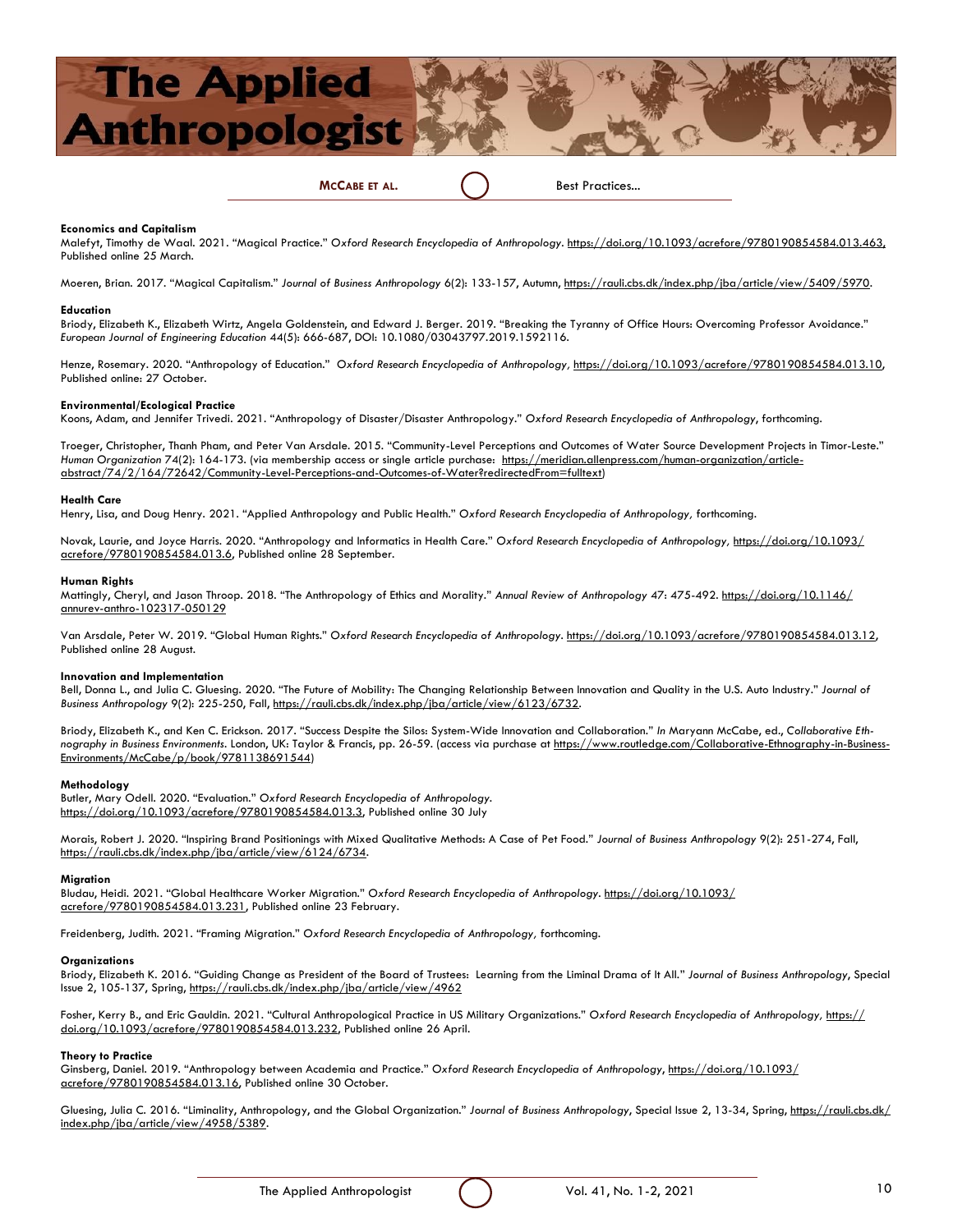**Economics and Capitalism**

Malefyt, Timothy de Waal. 2021. "Magical Practice." *Oxford Research Encyclopedia of Anthropology*. https://doi.org/10.1093/acrefore/9780190854584.013.463, Published online 25 March.

Moeren, Brian. 2017. "Magical Capitalism." *Journal of Business Anthropology* 6(2): 133-157, Autumn, https://rauli.cbs.dk/index.php/jba/article/view/5409/5970.

**Education**

Briody, Elizabeth K., Elizabeth Wirtz, Angela Goldenstein, and Edward J. Berger. 2019. "Breaking the Tyranny of Office Hours: Overcoming Professor Avoidance." *European Journal of Engineering Education* 44(5): 666-687, DOI: 10.1080/03043797.2019.1592116.

Henze, Rosemary. 2020. "Anthropology of Education." *Oxford Research Encyclopedia of Anthropology*, https://doi.org/10.1093/acrefore/9780190854584.013.10, Published online: 27 October.

**Environmental/Ecological Practice**

Koons, Adam, and Jennifer Trivedi. 2021. "Anthropology of Disaster/Disaster Anthropology." *Oxford Research Encyclopedia of Anthropology*, forthcoming.

Troeger, Christopher, Thanh Pham, and Peter Van Arsdale. 2015. "Community-Level Perceptions and Outcomes of Water Source Development Projects in Timor-Leste." *Human Organization* 74(2): 164-173. (via membership access or single article purchase: https://meridian.allenpress.com/human-organization/article-abstract/74/2/164/72642/Community-Level-Perceptions-and-Outcomes-of-Water?redirectedFrom=fulltext)

**Health Care**

Henry, Lisa, and Doug Henry. 2021. "Applied Anthropology and Public Health." *Oxford Research Encyclopedia of Anthropology*, forthcoming.

Novak, Laurie, and Joyce Harris. 2020. "Anthropology and Informatics in Health Care." *Oxford Research Encyclopedia of Anthropology*, https://doi.org/10.1093/acrefore/9780190854584.013.6, Published online 28 September.

**Human Rights**

Mattingly, Cheryl, and Jason Throop. 2018. "The Anthropology of Ethics and Morality." *Annual Review of Anthropology* 47: 475-492. https://doi.org/10.1146/annurev-anthro-102317-050129

Van Arsdale, Peter W. 2019. "Global Human Rights." *Oxford Research Encyclopedia of Anthropology*. https://doi.org/10.1093/acrefore/9780190854584.013.12, Published online 28 August.

**Innovation and Implementation**

Bell, Donna L., and Julia C. Gluesing. 2020. "The Future of Mobility: The Changing Relationship Between Innovation and Quality in the U.S. Auto Industry." *Journal of Business Anthropology* 9(2): 225-250, Fall, https://rauli.cbs.dk/index.php/jba/article/view/6123/6732.

Briody, Elizabeth K., and Ken C. Erickson. 2017. "Success Despite the Silos: System-Wide Innovation and Collaboration." *In* Maryann McCabe, ed., *Collaborative Ethnography in Business Environments*. London, UK: Taylor & Francis, pp. 26-59. (access via purchase at https://www.routledge.com/Collaborative-Ethnography-in-Business-Environments/McCabe/p/book/9781138691544)

**Methodology**

Butler, Mary Odell. 2020. "Evaluation." *Oxford Research Encyclopedia of Anthropology*. https://doi.org/10.1093/acrefore/9780190854584.013.3, Published online 30 July

Morais, Robert J. 2020. "Inspiring Brand Positionings with Mixed Qualitative Methods: A Case of Pet Food." *Journal of Business Anthropology* 9(2): 251-274, Fall, https://rauli.cbs.dk/index.php/jba/article/view/6124/6734.

**Migration**

Bludau, Heidi. 2021. "Global Healthcare Worker Migration." *Oxford Research Encyclopedia of Anthropology*. https://doi.org/10.1093/acrefore/9780190854584.013.231, Published online 23 February.

Freidenberg, Judith. 2021. "Framing Migration." *Oxford Research Encyclopedia of Anthropology*, forthcoming.

**Organizations**

Briody, Elizabeth K. 2016. "Guiding Change as President of the Board of Trustees: Learning from the Liminal Drama of It All." *Journal of Business Anthropology*, Special Issue 2, 105-137, Spring, https://rauli.cbs.dk/index.php/jba/article/view/4962

Fosher, Kerry B., and Eric Gauldin. 2021. "Cultural Anthropological Practice in US Military Organizations." *Oxford Research Encyclopedia of Anthropology*, https://doi.org/10.1093/acrefore/9780190854584.013.232, Published online 26 April.

**Theory to Practice**

Ginsberg, Daniel. 2019. "Anthropology between Academia and Practice." *Oxford Research Encyclopedia of Anthropology*, https://doi.org/10.1093/acrefore/9780190854584.013.16, Published online 30 October.

Gluesing, Julia C. 2016. "Liminality, Anthropology, and the Global Organization." *Journal of Business Anthropology*, Special Issue 2, 13-34, Spring, https://rauli.cbs.dk/index.php/jba/article/view/4958/5389.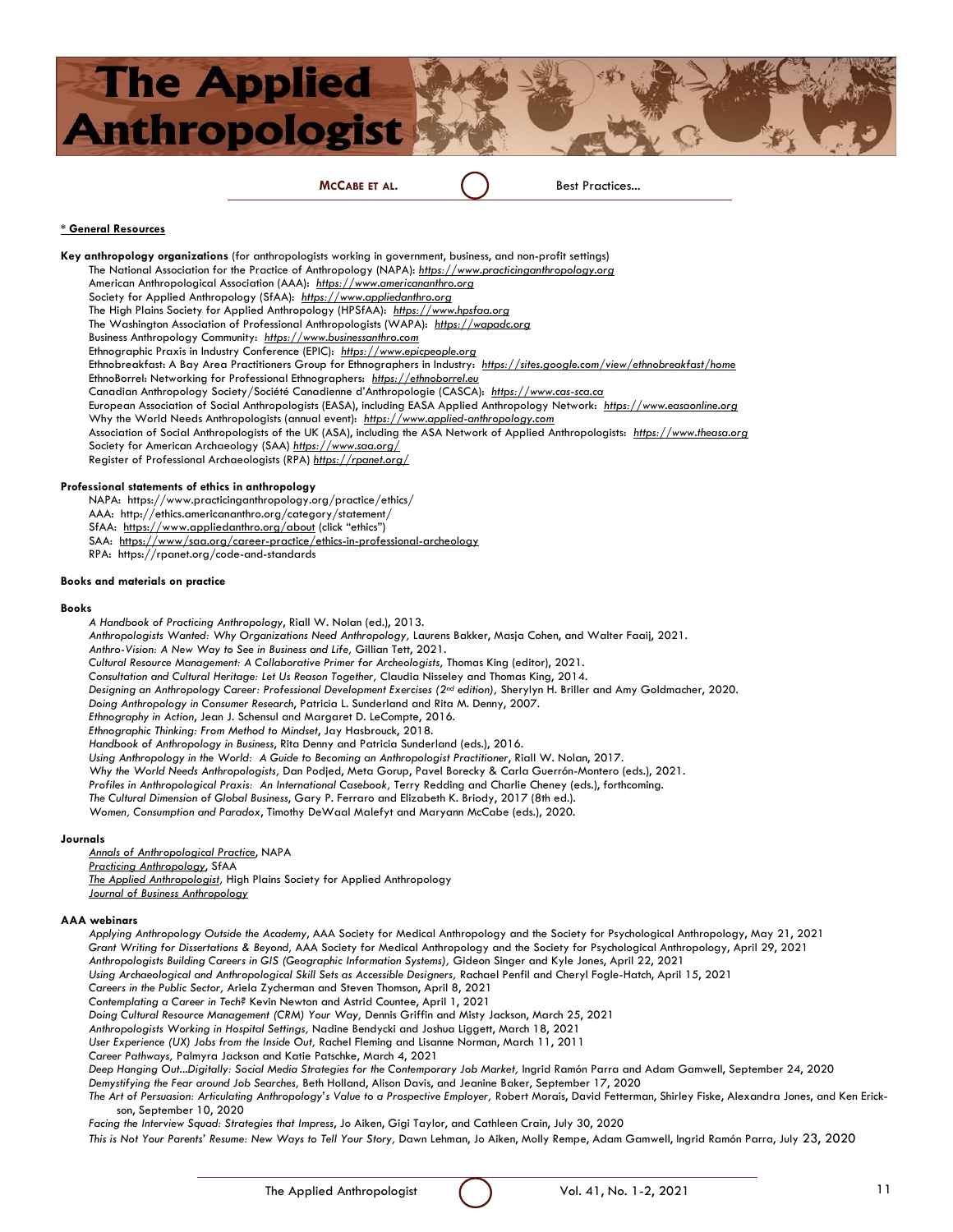**_* General Resources_**

**Key anthropology organizations** (for anthropologists working in government, business, and non-profit settings)

The National Association for the Practice of Anthropology (NAPA): *https://www.practicinganthropology.org*
American Anthropological Association (AAA): *https://www.americananthro.org*
Society for Applied Anthropology (SfAA): *https://www.appliedanthro.org*
The High Plains Society for Applied Anthropology (HPSfAA): *https://www.hpsfaa.org*
The Washington Association of Professional Anthropologists (WAPA): *https://wapadc.org*
Business Anthropology Community: *https://www.businessanthro.com*
Ethnographic Praxis in Industry Conference (EPIC): *https://www.epicpeople.org*
Ethnobreakfast: A Bay Area Practitioners Group for Ethnographers in Industry: *https://sites.google.com/view/ethnobreakfast/home*
EthnoBorrel: Networking for Professional Ethnographers: *https://ethnoborrel.eu*
Canadian Anthropology Society/Société Canadienne d'Anthropologie (CASCA): *https://www.cas-sca.ca*
European Association of Social Anthropologists (EASA), including EASA Applied Anthropology Network: *https://www.easaonline.org*
Why the World Needs Anthropologists (annual event): *https://www.applied-anthropology.com*
Association of Social Anthropologists of the UK (ASA), including the ASA Network of Applied Anthropologists: *https://www.theasa.org*
Society for American Archaeology (SAA) *https://www.saa.org/*
Register of Professional Archaeologists (RPA) *https://rpanet.org/*

**Professional statements of ethics in anthropology**

NAPA: https://www.practicinganthropology.org/practice/ethics/
AAA: http://ethics.americananthro.org/category/statement/
SfAA: https://www.appliedanthro.org/about (click "ethics")
SAA: https://www/saa.org/career-practice/ethics-in-professional-archeology
RPA: https://rpanet.org/code-and-standards

**Books and materials on practice**

**Books**

*A Handbook of Practicing Anthropology*, Riall W. Nolan (ed.), 2013.
*Anthropologists Wanted: Why Organizations Need Anthropology,* Laurens Bakker, Masja Cohen, and Walter Faaij, 2021.
*Anthro-Vision: A New Way to See in Business and Life,* Gillian Tett, 2021.
*Cultural Resource Management: A Collaborative Primer for Archeologists,* Thomas King (editor), 2021.
*Consultation and Cultural Heritage: Let Us Reason Together,* Claudia Nisseley and Thomas King, 2014.
*Designing an Anthropology Career: Professional Development Exercises (2nd edition),* Sherylyn H. Briller and Amy Goldmacher, 2020.
*Doing Anthropology in Consumer Research*, Patricia L. Sunderland and Rita M. Denny, 2007.
*Ethnography in Action*, Jean J. Schensul and Margaret D. LeCompte, 2016.
*Ethnographic Thinking: From Method to Mindset*, Jay Hasbrouck, 2018.
*Handbook of Anthropology in Business*, Rita Denny and Patricia Sunderland (eds.), 2016.
*Using Anthropology in the World: A Guide to Becoming an Anthropologist Practitioner*, Riall W. Nolan, 2017.
*Why the World Needs Anthropologists,* Dan Podjed, Meta Gorup, Pavel Borecky & Carla Guerrón-Montero (eds.), 2021.
*Profiles in Anthropological Praxis: An International Casebook,* Terry Redding and Charlie Cheney (eds.), forthcoming.
*The Cultural Dimension of Global Business*, Gary P. Ferraro and Elizabeth K. Briody, 2017 (8th ed.).
*Women, Consumption and Paradox*, Timothy DeWaal Malefyt and Maryann McCabe (eds.), 2020.

**Journals**

*Annals of Anthropological Practice*, NAPA
*Practicing Anthropology*, SfAA
*The Applied Anthropologist*, High Plains Society for Applied Anthropology
*Journal of Business Anthropology*

**AAA webinars**

*Applying Anthropology Outside the Academy*, AAA Society for Medical Anthropology and the Society for Psychological Anthropology, May 21, 2021
*Grant Writing for Dissertations & Beyond,* AAA Society for Medical Anthropology and the Society for Psychological Anthropology, April 29, 2021
*Anthropologists Building Careers in GIS (Geographic Information Systems),* Gideon Singer and Kyle Jones, April 22, 2021
*Using Archaeological and Anthropological Skill Sets as Accessible Designers,* Rachael Penfil and Cheryl Fogle-Hatch, April 15, 2021
*Careers in the Public Sector,* Ariela Zycherman and Steven Thomson, April 8, 2021
*Contemplating a Career in Tech?* Kevin Newton and Astrid Countee, April 1, 2021
*Doing Cultural Resource Management (CRM) Your Way,* Dennis Griffin and Misty Jackson, March 25, 2021
*Anthropologists Working in Hospital Settings,* Nadine Bendycki and Joshua Liggett, March 18, 2021
*User Experience (UX) Jobs from the Inside Out,* Rachel Fleming and Lisanne Norman, March 11, 2011
*Career Pathways,* Palmyra Jackson and Katie Patschke, March 4, 2021
*Deep Hanging Out...Digitally: Social Media Strategies for the Contemporary Job Market,* Ingrid Ramón Parra and Adam Gamwell, September 24, 2020
*Demystifying the Fear around Job Searches,* Beth Holland, Alison Davis, and Jeanine Baker, September 17, 2020
*The Art of Persuasion: Articulating Anthropology's Value to a Prospective Employer,* Robert Morais, David Fetterman, Shirley Fiske, Alexandra Jones, and Ken Erickson, September 10, 2020
*Facing the Interview Squad: Strategies that Impress*, Jo Aiken, Gigi Taylor, and Cathleen Crain, July 30, 2020
*This is Not Your Parents' Resume: New Ways to Tell Your Story,* Dawn Lehman, Jo Aiken, Molly Rempe, Adam Gamwell, Ingrid Ramón Parra, July 23, 2020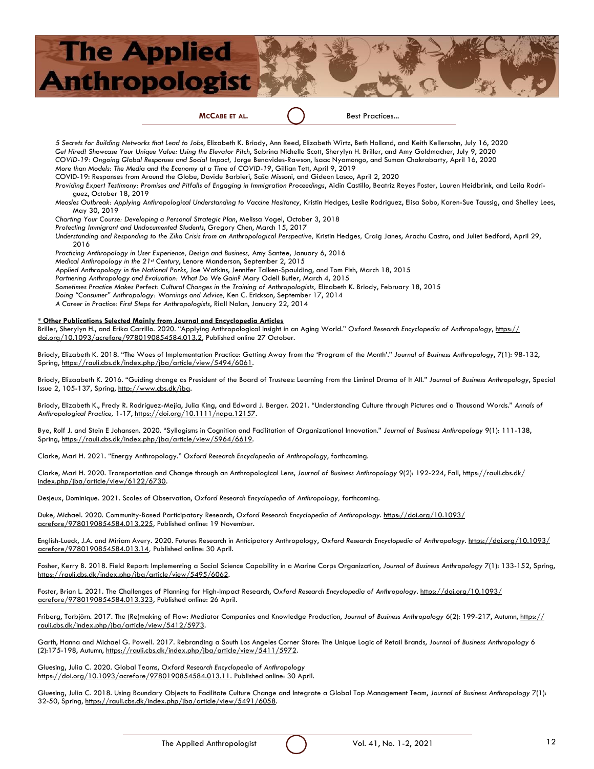*5 Secrets for Building Networks that Lead to Jobs*, Elizabeth K. Briody, Ann Reed, Elizabeth Wirtz, Beth Holland, and Keith Kellersohn, July 16, 2020
*Get Hired! Showcase Your Unique Value: Using the Elevator Pitch*, Sabrina Nichelle Scott, Sherylyn H. Briller, and Amy Goldmacher, July 9, 2020
*COVID-19: Ongoing Global Responses and Social Impact,* Jorge Benavides-Rawson, Isaac Nyamongo, and Suman Chakrabarty, April 16, 2020
*More than Models: The Media and the Economy at a Time of COVID-19*, Gillian Tett, April 9, 2019
COVID-19: Responses from Around the Globe, Davide Barbieri, Saša Missoni, and Gideon Lasco, April 2, 2020
*Providing Expert Testimony: Promises and Pitfalls of Engaging in Immigration Proceedings*, Aidin Castillo, Beatriz Reyes Foster, Lauren Heidbrink, and Leila Rodriguez, October 18, 2019
*Measles Outbreak: Applying Anthropological Understanding to Vaccine Hesitancy,* Kristin Hedges, Leslie Rodriguez, Elisa Sobo, Karen-Sue Taussig, and Shelley Lees, May 30, 2019
*Charting Your Course: Developing a Personal Strategic Plan*, Melissa Vogel, October 3, 2018
*Protecting Immigrant and Undocumented Students*, Gregory Chen, March 15, 2017
*Understanding and Responding to the Zika Crisis from an Anthropological Perspective,* Kristin Hedges, Craig Janes, Arachu Castro, and Juliet Bedford, April 29, 2016
*Practicing Anthropology in User Experience, Design and Business,* Amy Santee, January 6, 2016
*Medical Anthropology in the 21st Century*, Lenore Manderson, September 2, 2015
*Applied Anthropology in the National Parks*, Joe Watkins, Jennifer Talken-Spaulding, and Tom Fish, March 18, 2015
*Partnering Anthropology and Evaluation: What Do We Gain?* Mary Odell Butler, March 4, 2015
*Sometimes Practice Makes Perfect: Cultural Changes in the Training of Anthropologists,* Elizabeth K. Briody, February 18, 2015
*Doing "Consumer" Anthropology: Warnings and Advice,* Ken C. Erickson, September 17, 2014
*A Career in Practice: First Steps for Anthropologists*, Riall Nolan, January 22, 2014

**\* Other Publications Selected Mainly from Journal and Encyclopedia Articles**

Briller, Sherylyn H., and Erika Carrillo. 2020. "Applying Anthropological Insight in an Aging World." *Oxford Research Encyclopedia of Anthropology*, https://doi.org/10.1093/acrefore/9780190854584.013.2, Published online 27 October.

Briody, Elizabeth K. 2018. "The Woes of Implementation Practice: Getting Away from the 'Program of the Month'." *Journal of Business Anthropology*, 7(1): 98-132, Spring, https://rauli.cbs.dk/index.php/jba/article/view/5494/6061.

Briody, Elizaabeth K. 2016. "Guiding change as President of the Board of Trustees: Learning from the Liminal Drama of It All." *Journal of Business Anthropology*, Special Issue 2, 105-137, Spring, http://www.cbs.dk/jba.

Briody, Elizabeth K., Fredy R. Rodríguez-Mejía, Julia King, and Edward J. Berger. 2021. "Understanding Culture through Pictures *and* a Thousand Words." *Annals of Anthropological Practice,* 1-17, https://doi.org/10.1111/napa.12157.

Bye, Rolf J. and Stein E Johansen. 2020. "Syllogisms in Cognition and Facilitation of Organizational Innovation." *Journal of Business Anthropology* 9(1): 111-138, Spring, https://rauli.cbs.dk/index.php/jba/article/view/5964/6619.

Clarke, Mari H. 2021. "Energy Anthropology." *Oxford Research Encyclopedia of Anthropology*, forthcoming.

Clarke, Mari H. 2020. Transportation and Change through an Anthropological Lens, *Journal of Business Anthropology* 9(2): 192-224, Fall, https://rauli.cbs.dk/index.php/jba/article/view/6122/6730.

Desjeux, Dominique. 2021. Scales of Observation, *Oxford Research Encyclopedia of Anthropology,* forthcoming.

Duke, Michael. 2020. Community-Based Participatory Research, *Oxford Research Encyclopedia of Anthropology.* https://doi.org/10.1093/acrefore/9780190854584.013.225, Published online: 19 November.

English-Lueck, J.A. and Miriam Avery. 2020. Futures Research in Anticipatory Anthropology, *Oxford Research Encyclopedia of Anthropology*. https://doi.org/10.1093/acrefore/9780190854584.013.14, Published online: 30 April.

Fosher, Kerry B. 2018. Field Report: Implementing a Social Science Capability in a Marine Corps Organization, *Journal of Business Anthropology* 7(1): 133-152, Spring, https://rauli.cbs.dk/index.php/jba/article/view/5495/6062.

Foster, Brian L. 2021. The Challenges of Planning for High-Impact Research, *Oxford Research Encyclopedia of Anthropology*. https://doi.org/10.1093/acrefore/9780190854584.013.323, Published online: 26 April.

Friberg, Torbjörn. 2017. The (Re)making of Flow: Mediator Companies and Knowledge Production, *Journal of Business Anthropology* 6(2): 199-217, Autumn, https://rauli.cbs.dk/index.php/jba/article/view/5412/5973.

Garth, Hanna and Michael G. Powell. 2017. Rebranding a South Los Angeles Corner Store: The Unique Logic of Retail Brands, *Journal of Business Anthropology* 6 (2):175-198, Autumn, https://rauli.cbs.dk/index.php/jba/article/view/5411/5972.

Gluesing, Julia C. 2020. Global Teams, *Oxford Research Encyclopedia of Anthropology* https://doi.org/10.1093/acrefore/9780190854584.013.11. Published online: 30 April.

Gluesing, Julia C. 2018. Using Boundary Objects to Facilitate Culture Change and Integrate a Global Top Management Team, *Journal of Business Anthropology* 7(1): 32-50, Spring, https://rauli.cbs.dk/index.php/jba/article/view/5491/6058.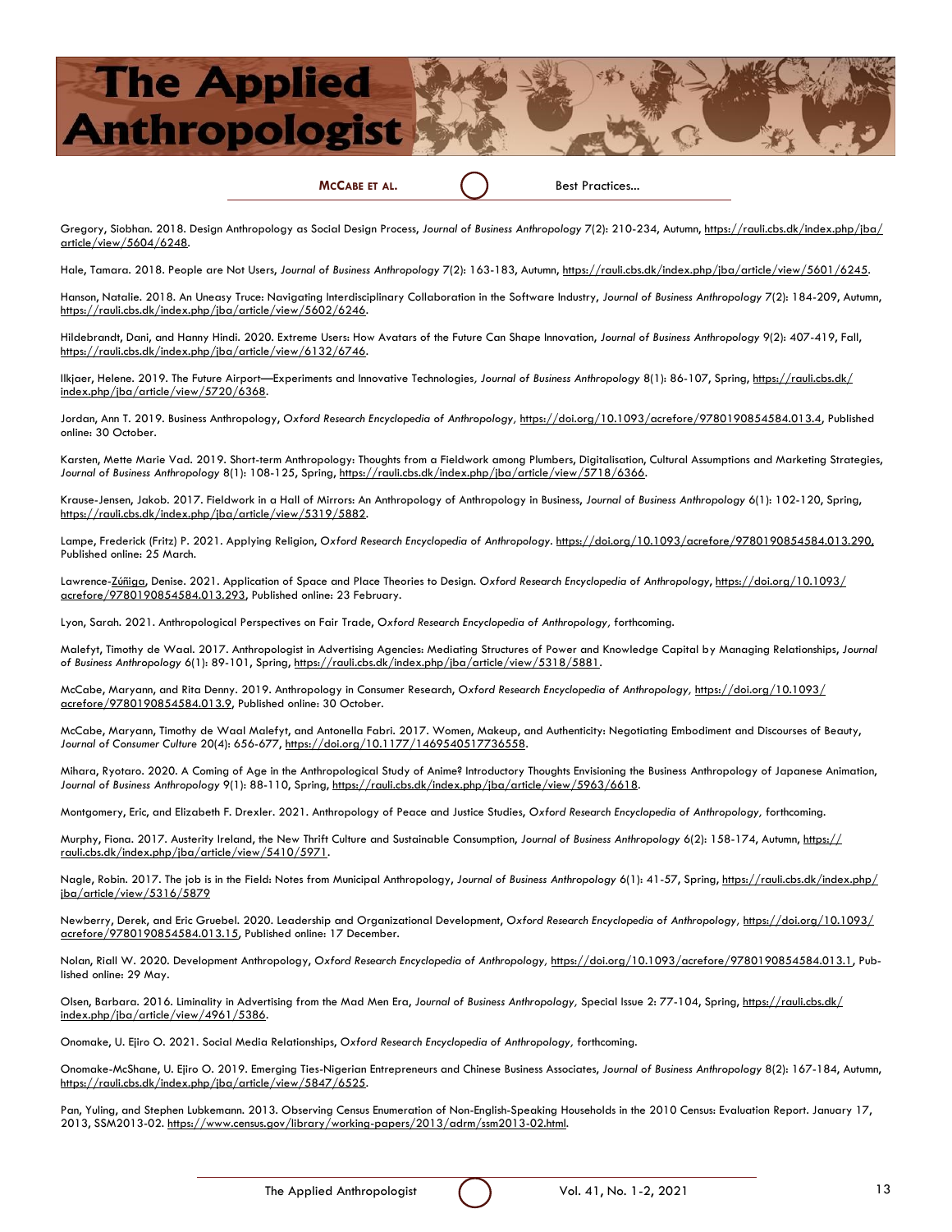Gregory, Siobhan. 2018. Design Anthropology as Social Design Process, *Journal of Business Anthropology* 7(2): 210-234, Autumn, https://rauli.cbs.dk/index.php/jba/article/view/5604/6248.

Hale, Tamara. 2018. People are Not Users, *Journal of Business Anthropology* 7(2): 163-183, Autumn, https://rauli.cbs.dk/index.php/jba/article/view/5601/6245.

Hanson, Natalie. 2018. An Uneasy Truce: Navigating Interdisciplinary Collaboration in the Software Industry, *Journal of Business Anthropology* 7(2): 184-209, Autumn, https://rauli.cbs.dk/index.php/jba/article/view/5602/6246.

Hildebrandt, Dani, and Hanny Hindi. 2020. Extreme Users: How Avatars of the Future Can Shape Innovation, *Journal of Business Anthropology* 9(2): 407-419, Fall, https://rauli.cbs.dk/index.php/jba/article/view/6132/6746.

Ilkjaer, Helene. 2019. The Future Airport—Experiments and Innovative Technologies, *Journal of Business Anthropology* 8(1): 86-107, Spring, https://rauli.cbs.dk/index.php/jba/article/view/5720/6368.

Jordan, Ann T. 2019. Business Anthropology, *Oxford Research Encyclopedia of Anthropology*, https://doi.org/10.1093/acrefore/9780190854584.013.4, Published online: 30 October.

Karsten, Mette Marie Vad. 2019. Short-term Anthropology: Thoughts from a Fieldwork among Plumbers, Digitalisation, Cultural Assumptions and Marketing Strategies, *Journal of Business Anthropology* 8(1): 108-125, Spring, https://rauli.cbs.dk/index.php/jba/article/view/5718/6366.

Krause-Jensen, Jakob. 2017. Fieldwork in a Hall of Mirrors: An Anthropology of Anthropology in Business, *Journal of Business Anthropology* 6(1): 102-120, Spring, https://rauli.cbs.dk/index.php/jba/article/view/5319/5882.

Lampe, Frederick (Fritz) P. 2021. Applying Religion, *Oxford Research Encyclopedia of Anthropology*. https://doi.org/10.1093/acrefore/9780190854584.013.290, Published online: 25 March.

Lawrence-Zúñiga, Denise. 2021. Application of Space and Place Theories to Design. *Oxford Research Encyclopedia of Anthropology*, https://doi.org/10.1093/acrefore/9780190854584.013.293, Published online: 23 February.

Lyon, Sarah. 2021. Anthropological Perspectives on Fair Trade, *Oxford Research Encyclopedia of Anthropology*, forthcoming.

Malefyt, Timothy de Waal. 2017. Anthropologist in Advertising Agencies: Mediating Structures of Power and Knowledge Capital by Managing Relationships, *Journal of Business Anthropology* 6(1): 89-101, Spring, https://rauli.cbs.dk/index.php/jba/article/view/5318/5881.

McCabe, Maryann, and Rita Denny. 2019. Anthropology in Consumer Research, *Oxford Research Encyclopedia of Anthropology*, https://doi.org/10.1093/acrefore/9780190854584.013.9, Published online: 30 October.

McCabe, Maryann, Timothy de Waal Malefyt, and Antonella Fabri. 2017. Women, Makeup, and Authenticity: Negotiating Embodiment and Discourses of Beauty, *Journal of Consumer Culture* 20(4): 656-677, https://doi.org/10.1177/1469540517736558.

Mihara, Ryotaro. 2020. A Coming of Age in the Anthropological Study of Anime? Introductory Thoughts Envisioning the Business Anthropology of Japanese Animation, *Journal of Business Anthropology* 9(1): 88-110, Spring, https://rauli.cbs.dk/index.php/jba/article/view/5963/6618.

Montgomery, Eric, and Elizabeth F. Drexler. 2021. Anthropology of Peace and Justice Studies, *Oxford Research Encyclopedia of Anthropology*, forthcoming.

Murphy, Fiona. 2017. Austerity Ireland, the New Thrift Culture and Sustainable Consumption, *Journal of Business Anthropology* 6(2): 158-174, Autumn, https://rauli.cbs.dk/index.php/jba/article/view/5410/5971.

Nagle, Robin. 2017. The job is in the Field: Notes from Municipal Anthropology, *Journal of Business Anthropology* 6(1): 41-57, Spring, https://rauli.cbs.dk/index.php/jba/article/view/5316/5879

Newberry, Derek, and Eric Gruebel. 2020. Leadership and Organizational Development, *Oxford Research Encyclopedia of Anthropology*, https://doi.org/10.1093/acrefore/9780190854584.013.15, Published online: 17 December.

Nolan, Riall W. 2020. Development Anthropology, *Oxford Research Encyclopedia of Anthropology*, https://doi.org/10.1093/acrefore/9780190854584.013.1, Published online: 29 May.

Olsen, Barbara. 2016. Liminality in Advertising from the Mad Men Era, *Journal of Business Anthropology*, Special Issue 2: 77-104, Spring, https://rauli.cbs.dk/index.php/jba/article/view/4961/5386.

Onomake, U. Ejiro O. 2021. Social Media Relationships, *Oxford Research Encyclopedia of Anthropology*, forthcoming.

Onomake-McShane, U. Ejiro O. 2019. Emerging Ties-Nigerian Entrepreneurs and Chinese Business Associates, *Journal of Business Anthropology* 8(2): 167-184, Autumn, https://rauli.cbs.dk/index.php/jba/article/view/5847/6525.

Pan, Yuling, and Stephen Lubkemann. 2013. Observing Census Enumeration of Non-English-Speaking Households in the 2010 Census: Evaluation Report. January 17, 2013, SSM2013-02. https://www.census.gov/library/working-papers/2013/adrm/ssm2013-02.html.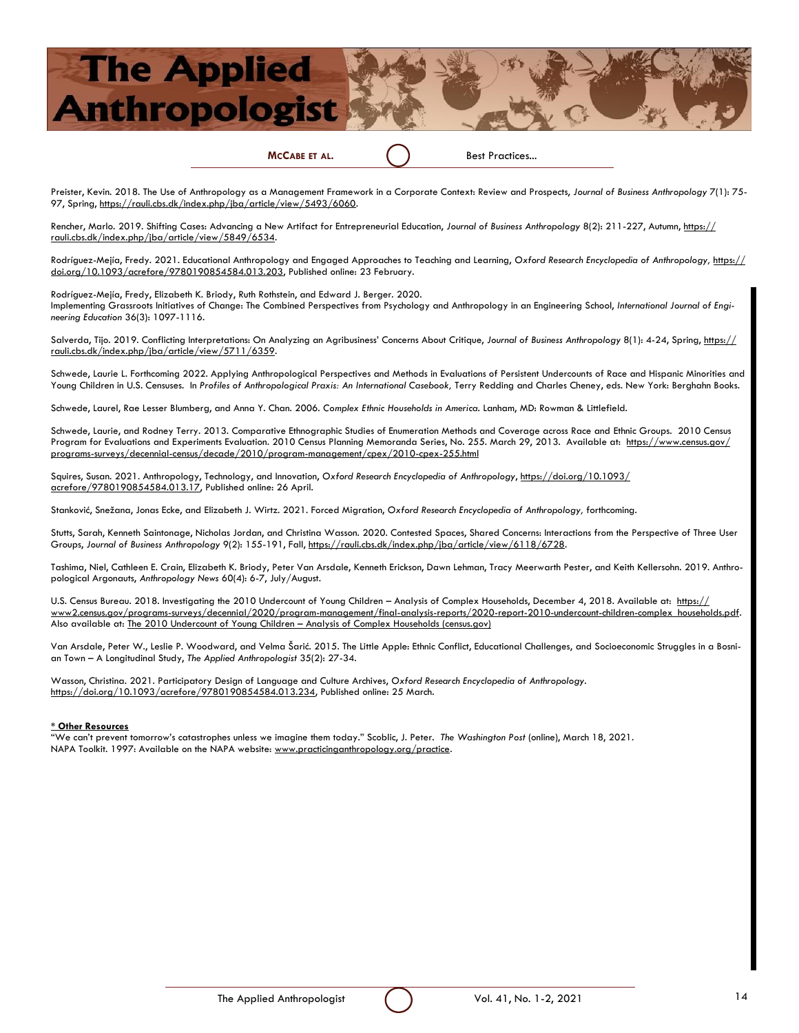Preister, Kevin. 2018. The Use of Anthropology as a Management Framework in a Corporate Context: Review and Prospects, *Journal of Business Anthropology* 7(1): 75-97, Spring, https://rauli.cbs.dk/index.php/jba/article/view/5493/6060.

Rencher, Marlo. 2019. Shifting Cases: Advancing a New Artifact for Entrepreneurial Education, *Journal of Business Anthropology* 8(2): 211-227, Autumn, https://rauli.cbs.dk/index.php/jba/article/view/5849/6534.

Rodríguez-Mejía, Fredy. 2021. Educational Anthropology and Engaged Approaches to Teaching and Learning, *Oxford Research Encyclopedia of Anthropology*, https://doi.org/10.1093/acrefore/9780190854584.013.203, Published online: 23 February.

Rodríguez-Mejía, Fredy, Elizabeth K. Briody, Ruth Rothstein, and Edward J. Berger. 2020.
Implementing Grassroots Initiatives of Change: The Combined Perspectives from Psychology and Anthropology in an Engineering School, *International Journal of Engineering Education* 36(3): 1097-1116.

Salverda, Tijo. 2019. Conflicting Interpretations: On Analyzing an Agribusiness' Concerns About Critique, *Journal of Business Anthropology* 8(1): 4-24, Spring, https://rauli.cbs.dk/index.php/jba/article/view/5711/6359.

Schwede, Laurie L. Forthcoming 2022. Applying Anthropological Perspectives and Methods in Evaluations of Persistent Undercounts of Race and Hispanic Minorities and Young Children in U.S. Censuses. In *Profiles of Anthropological Praxis: An International Casebook*, Terry Redding and Charles Cheney, eds. New York: Berghahn Books.

Schwede, Laurel, Rae Lesser Blumberg, and Anna Y. Chan. 2006. *Complex Ethnic Households in America*. Lanham, MD: Rowman & Littlefield.

Schwede, Laurie, and Rodney Terry. 2013. Comparative Ethnographic Studies of Enumeration Methods and Coverage across Race and Ethnic Groups. 2010 Census Program for Evaluations and Experiments Evaluation. 2010 Census Planning Memoranda Series, No. 255. March 29, 2013. Available at: https://www.census.gov/programs-surveys/decennial-census/decade/2010/program-management/cpex/2010-cpex-255.html

Squires, Susan. 2021. Anthropology, Technology, and Innovation, *Oxford Research Encyclopedia of Anthropology*, https://doi.org/10.1093/acrefore/9780190854584.013.17, Published online: 26 April.

Stanković, Snežana, Jonas Ecke, and Elizabeth J. Wirtz. 2021. Forced Migration, *Oxford Research Encyclopedia of Anthropology,* forthcoming.

Stutts, Sarah, Kenneth Saintonage, Nicholas Jordan, and Christina Wasson. 2020. Contested Spaces, Shared Concerns: Interactions from the Perspective of Three User Groups, *Journal of Business Anthropology* 9(2): 155-191, Fall, https://rauli.cbs.dk/index.php/jba/article/view/6118/6728.

Tashima, Niel, Cathleen E. Crain, Elizabeth K. Briody, Peter Van Arsdale, Kenneth Erickson, Dawn Lehman, Tracy Meerwarth Pester, and Keith Kellersohn. 2019. Anthropological Argonauts, *Anthropology News* 60(4): 6-7, July/August.

U.S. Census Bureau. 2018. Investigating the 2010 Undercount of Young Children – Analysis of Complex Households, December 4, 2018. Available at: https://www2.census.gov/programs-surveys/decennial/2020/program-management/final-analysis-reports/2020-report-2010-undercount-children-complex_households.pdf. Also available at: The 2010 Undercount of Young Children – Analysis of Complex Households (census.gov)

Van Arsdale, Peter W., Leslie P. Woodward, and Velma Šarić. 2015. The Little Apple: Ethnic Conflict, Educational Challenges, and Socioeconomic Struggles in a Bosnian Town – A Longitudinal Study, *The Applied Anthropologist* 35(2): 27-34.

Wasson, Christina. 2021. Participatory Design of Language and Culture Archives, *Oxford Research Encyclopedia of Anthropology*.
https://doi.org/10.1093/acrefore/9780190854584.013.234, Published online: 25 March.

**\* Other Resources**

"We can't prevent tomorrow's catastrophes unless we imagine them today." Scoblic, J. Peter. *The Washington Post* (online), March 18, 2021.
NAPA Toolkit. 1997: Available on the NAPA website: www.practicinganthropology.org/practice.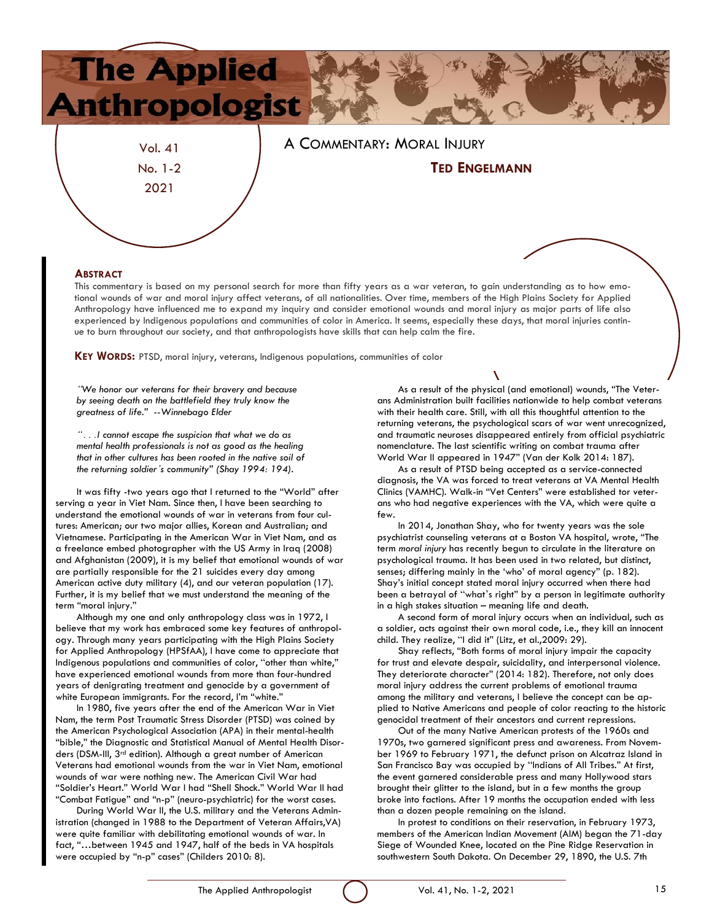# A Commentary: Moral Injury

**Ted Engelmann**

### Abstract

This commentary is based on my personal search for more than fifty years as a war veteran, to gain understanding as to how emotional wounds of war and moral injury affect veterans, of all nationalities. Over time, members of the High Plains Society for Applied Anthropology have influenced me to expand my inquiry and consider emotional wounds and moral injury as major parts of life also experienced by Indigenous populations and communities of color in America. It seems, especially these days, that moral injuries continue to burn throughout our society, and that anthropologists have skills that can help calm the fire.

**Key Words:** PTSD, moral injury, veterans, Indigenous populations, communities of color

*"We honor our veterans for their bravery and because by seeing death on the battlefield they truly know the greatness of life." --Winnebago Elder*

*". . .I cannot escape the suspicion that what we do as mental health professionals is not as good as the healing that in other cultures has been rooted in the native soil of the returning soldier's community" (Shay 1994: 194).*

It was fifty -two years ago that I returned to the "World" after serving a year in Viet Nam. Since then, I have been searching to understand the emotional wounds of war in veterans from four cultures: American; our two major allies, Korean and Australian; and Vietnamese. Participating in the American War in Viet Nam, and as a freelance embed photographer with the US Army in Iraq (2008) and Afghanistan (2009), it is my belief that emotional wounds of war are partially responsible for the 21 suicides every day among American active duty military (4), and our veteran population (17). Further, it is my belief that we must understand the meaning of the term "moral injury."

Although my one and only anthropology class was in 1972, I believe that my work has embraced some key features of anthropology. Through many years participating with the High Plains Society for Applied Anthropology (HPSfAA), I have come to appreciate that Indigenous populations and communities of color, "other than white," have experienced emotional wounds from more than four-hundred years of denigrating treatment and genocide by a government of white European immigrants. For the record, I'm "white."

In 1980, five years after the end of the American War in Viet Nam, the term Post Traumatic Stress Disorder (PTSD) was coined by the American Psychological Association (APA) in their mental-health "bible," the Diagnostic and Statistical Manual of Mental Health Disorders (DSM-III, 3rd edition). Although a great number of American Veterans had emotional wounds from the war in Viet Nam, emotional wounds of war were nothing new. The American Civil War had "Soldier's Heart." World War I had "Shell Shock." World War II had "Combat Fatigue" and "n-p" (neuro-psychiatric) for the worst cases.

During World War II, the U.S. military and the Veterans Administration (changed in 1988 to the Department of Veteran Affairs,VA) were quite familiar with debilitating emotional wounds of war. In fact, "…between 1945 and 1947, half of the beds in VA hospitals were occupied by "n-p" cases" (Childers 2010: 8).

As a result of the physical (and emotional) wounds, "The Veterans Administration built facilities nationwide to help combat veterans with their health care. Still, with all this thoughtful attention to the returning veterans, the psychological scars of war went unrecognized, and traumatic neuroses disappeared entirely from official psychiatric nomenclature. The last scientific writing on combat trauma after World War II appeared in 1947" (Van der Kolk 2014: 187).

As a result of PTSD being accepted as a service-connected diagnosis, the VA was forced to treat veterans at VA Mental Health Clinics (VAMHC). Walk-in "Vet Centers" were established tor veterans who had negative experiences with the VA, which were quite a few.

In 2014, Jonathan Shay, who for twenty years was the sole psychiatrist counseling veterans at a Boston VA hospital, wrote, "The term *moral injury* has recently begun to circulate in the literature on psychological trauma. It has been used in two related, but distinct, senses; differing mainly in the 'who' of moral agency" (p. 182). Shay's initial concept stated moral injury occurred when there had been a betrayal of "what's right" by a person in legitimate authority in a high stakes situation – meaning life and death.

A second form of moral injury occurs when an individual, such as a soldier, acts against their own moral code, i.e., they kill an innocent child. They realize, "I did it" (Litz, et al.,2009: 29).

Shay reflects, "Both forms of moral injury impair the capacity for trust and elevate despair, suicidality, and interpersonal violence. They deteriorate character" (2014: 182). Therefore, not only does moral injury address the current problems of emotional trauma among the military and veterans, I believe the concept can be applied to Native Americans and people of color reacting to the historic genocidal treatment of their ancestors and current repressions.

Out of the many Native American protests of the 1960s and 1970s, two garnered significant press and awareness. From November 1969 to February 1971, the defunct prison on Alcatraz Island in San Francisco Bay was occupied by "Indians of All Tribes." At first, the event garnered considerable press and many Hollywood stars brought their glitter to the island, but in a few months the group broke into factions. After 19 months the occupation ended with less than a dozen people remaining on the island.

In protest to conditions on their reservation, in February 1973, members of the American Indian Movement (AIM) began the 71-day Siege of Wounded Knee, located on the Pine Ridge Reservation in southwestern South Dakota. On December 29, 1890, the U.S. 7th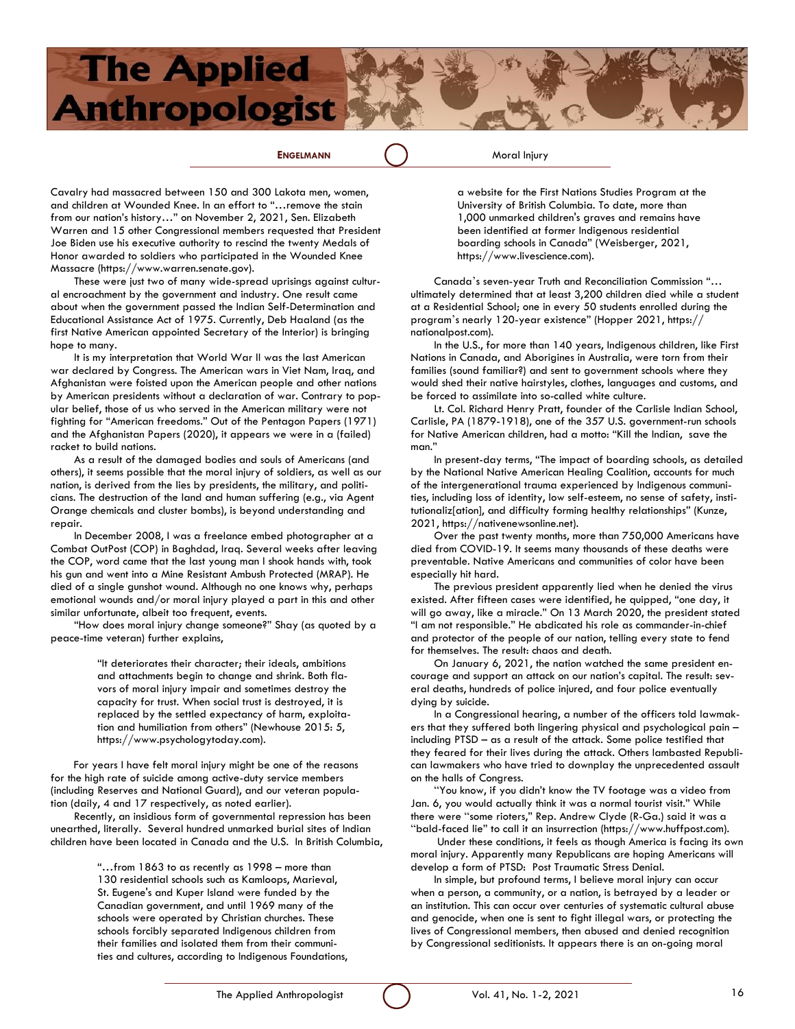Cavalry had massacred between 150 and 300 Lakota men, women, and children at Wounded Knee. In an effort to "…remove the stain from our nation's history…" on November 2, 2021, Sen. Elizabeth Warren and 15 other Congressional members requested that President Joe Biden use his executive authority to rescind the twenty Medals of Honor awarded to soldiers who participated in the Wounded Knee Massacre (https://www.warren.senate.gov).

These were just two of many wide-spread uprisings against cultural encroachment by the government and industry. One result came about when the government passed the Indian Self-Determination and Educational Assistance Act of 1975. Currently, Deb Haaland (as the first Native American appointed Secretary of the Interior) is bringing hope to many.

It is my interpretation that World War II was the last American war declared by Congress. The American wars in Viet Nam, Iraq, and Afghanistan were foisted upon the American people and other nations by American presidents without a declaration of war. Contrary to popular belief, those of us who served in the American military were not fighting for "American freedoms." Out of the Pentagon Papers (1971) and the Afghanistan Papers (2020), it appears we were in a (failed) racket to build nations.

As a result of the damaged bodies and souls of Americans (and others), it seems possible that the moral injury of soldiers, as well as our nation, is derived from the lies by presidents, the military, and politicians. The destruction of the land and human suffering (e.g., via Agent Orange chemicals and cluster bombs), is beyond understanding and repair.

In December 2008, I was a freelance embed photographer at a Combat OutPost (COP) in Baghdad, Iraq. Several weeks after leaving the COP, word came that the last young man I shook hands with, took his gun and went into a Mine Resistant Ambush Protected (MRAP). He died of a single gunshot wound. Although no one knows why, perhaps emotional wounds and/or moral injury played a part in this and other similar unfortunate, albeit too frequent, events.

"How does moral injury change someone?" Shay (as quoted by a peace-time veteran) further explains,

> "It deteriorates their character; their ideals, ambitions and attachments begin to change and shrink. Both flavors of moral injury impair and sometimes destroy the capacity for trust. When social trust is destroyed, it is replaced by the settled expectancy of harm, exploitation and humiliation from others" (Newhouse 2015: 5, https://www.psychologytoday.com).

For years I have felt moral injury might be one of the reasons for the high rate of suicide among active-duty service members (including Reserves and National Guard), and our veteran population (daily, 4 and 17 respectively, as noted earlier).

Recently, an insidious form of governmental repression has been unearthed, literally. Several hundred unmarked burial sites of Indian children have been located in Canada and the U.S. In British Columbia,

> "…from 1863 to as recently as 1998 – more than 130 residential schools such as Kamloops, Marieval, St. Eugene's and Kuper Island were funded by the Canadian government, and until 1969 many of the schools were operated by Christian churches. These schools forcibly separated Indigenous children from their families and isolated them from their communities and cultures, according to Indigenous Foundations, a website for the First Nations Studies Program at the University of British Columbia. To date, more than 1,000 unmarked children's graves and remains have been identified at former Indigenous residential boarding schools in Canada" (Weisberger, 2021, https://www.livescience.com).

Canada's seven-year Truth and Reconciliation Commission "…ultimately determined that at least 3,200 children died while a student at a Residential School; one in every 50 students enrolled during the program's nearly 120-year existence" (Hopper 2021, https://nationalpost.com).

In the U.S., for more than 140 years, Indigenous children, like First Nations in Canada, and Aborigines in Australia, were torn from their families (sound familiar?) and sent to government schools where they would shed their native hairstyles, clothes, languages and customs, and be forced to assimilate into so-called white culture.

Lt. Col. Richard Henry Pratt, founder of the Carlisle Indian School, Carlisle, PA (1879-1918), one of the 357 U.S. government-run schools for Native American children, had a motto: "Kill the Indian, save the man."

In present-day terms, "The impact of boarding schools, as detailed by the National Native American Healing Coalition, accounts for much of the intergenerational trauma experienced by Indigenous communities, including loss of identity, low self-esteem, no sense of safety, institutionaliz[ation], and difficulty forming healthy relationships" (Kunze, 2021, https://nativenewsonline.net).

Over the past twenty months, more than 750,000 Americans have died from COVID-19. It seems many thousands of these deaths were preventable. Native Americans and communities of color have been especially hit hard.

The previous president apparently lied when he denied the virus existed. After fifteen cases were identified, he quipped, "one day, it will go away, like a miracle." On 13 March 2020, the president stated "I am not responsible." He abdicated his role as commander-in-chief and protector of the people of our nation, telling every state to fend for themselves. The result: chaos and death.

On January 6, 2021, the nation watched the same president encourage and support an attack on our nation's capital. The result: several deaths, hundreds of police injured, and four police eventually dying by suicide.

In a Congressional hearing, a number of the officers told lawmakers that they suffered both lingering physical and psychological pain – including PTSD – as a result of the attack. Some police testified that they feared for their lives during the attack. Others lambasted Republican lawmakers who have tried to downplay the unprecedented assault on the halls of Congress.

"You know, if you didn't know the TV footage was a video from Jan. 6, you would actually think it was a normal tourist visit." While there were "some rioters," Rep. Andrew Clyde (R-Ga.) said it was a "bald-faced lie" to call it an insurrection (https://www.huffpost.com).

Under these conditions, it feels as though America is facing its own moral injury. Apparently many Republicans are hoping Americans will develop a form of PTSD: Post Traumatic Stress Denial.

In simple, but profound terms, I believe moral injury can occur when a person, a community, or a nation, is betrayed by a leader or an institution. This can occur over centuries of systematic cultural abuse and genocide, when one is sent to fight illegal wars, or protecting the lives of Congressional members, then abused and denied recognition by Congressional seditionists. It appears there is an on-going moral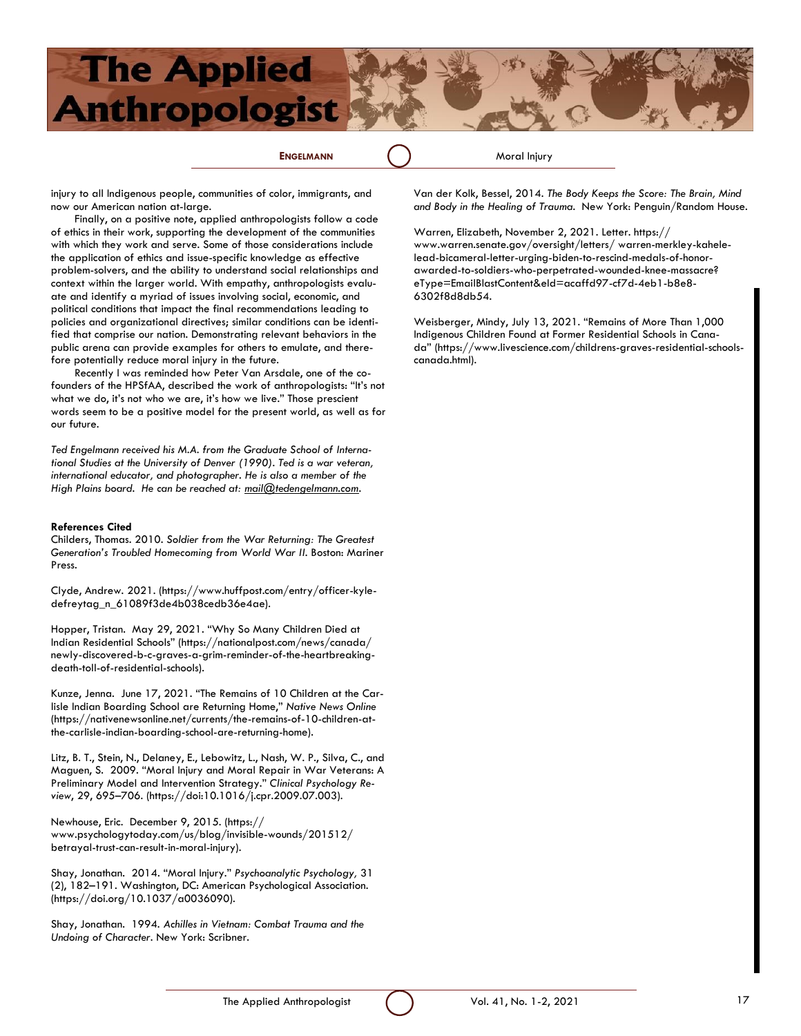injury to all Indigenous people, communities of color, immigrants, and now our American nation at-large.

Finally, on a positive note, applied anthropologists follow a code of ethics in their work, supporting the development of the communities with which they work and serve. Some of those considerations include the application of ethics and issue-specific knowledge as effective problem-solvers, and the ability to understand social relationships and context within the larger world. With empathy, anthropologists evaluate and identify a myriad of issues involving social, economic, and political conditions that impact the final recommendations leading to policies and organizational directives; similar conditions can be identified that comprise our nation. Demonstrating relevant behaviors in the public arena can provide examples for others to emulate, and therefore potentially reduce moral injury in the future.

Recently I was reminded how Peter Van Arsdale, one of the co-founders of the HPSfAA, described the work of anthropologists: "It's not what we do, it's not who we are, it's how we live." Those prescient words seem to be a positive model for the present world, as well as for our future.

*Ted Engelmann received his M.A. from the Graduate School of International Studies at the University of Denver (1990). Ted is a war veteran, international educator, and photographer. He is also a member of the High Plains board. He can be reached at: mail@tedengelmann.com.*

**References Cited**

Childers, Thomas. 2010. *Soldier from the War Returning: The Greatest Generation's Troubled Homecoming from World War II*. Boston: Mariner Press.

Clyde, Andrew. 2021. (https://www.huffpost.com/entry/officer-kyle-defreytag_n_61089f3de4b038cedb36e4ae).

Hopper, Tristan. May 29, 2021. "Why So Many Children Died at Indian Residential Schools" (https://nationalpost.com/news/canada/newly-discovered-b-c-graves-a-grim-reminder-of-the-heartbreaking-death-toll-of-residential-schools).

Kunze, Jenna. June 17, 2021. "The Remains of 10 Children at the Carlisle Indian Boarding School are Returning Home," *Native News Online* (https://nativenewsonline.net/currents/the-remains-of-10-children-at-the-carlisle-indian-boarding-school-are-returning-home).

Litz, B. T., Stein, N., Delaney, E., Lebowitz, L., Nash, W. P., Silva, C., and Maguen, S. 2009. "Moral Injury and Moral Repair in War Veterans: A Preliminary Model and Intervention Strategy." *Clinical Psychology Review*, 29, 695–706. (https://doi:10.1016/j.cpr.2009.07.003).

Newhouse, Eric. December 9, 2015. (https://www.psychologytoday.com/us/blog/invisible-wounds/201512/betrayal-trust-can-result-in-moral-injury).

Shay, Jonathan. 2014. "Moral Injury." *Psychoanalytic Psychology,* 31 (2), 182–191. Washington, DC: American Psychological Association. (https://doi.org/10.1037/a0036090).

Shay, Jonathan. 1994. *Achilles in Vietnam: Combat Trauma and the Undoing of Character*. New York: Scribner.

Van der Kolk, Bessel, 2014. *The Body Keeps the Score: The Brain, Mind and Body in the Healing of Trauma.* New York: Penguin/Random House.

Warren, Elizabeth, November 2, 2021. Letter. https://www.warren.senate.gov/oversight/letters/ warren-merkley-kahele-lead-bicameral-letter-urging-biden-to-rescind-medals-of-honor-awarded-to-soldiers-who-perpetrated-wounded-knee-massacre?eType=EmailBlastContent&eId=acaffd97-cf7d-4eb1-b8e8-6302f8d8db54.

Weisberger, Mindy, July 13, 2021. "Remains of More Than 1,000 Indigenous Children Found at Former Residential Schools in Canada" (https://www.livescience.com/childrens-graves-residential-schools-canada.html).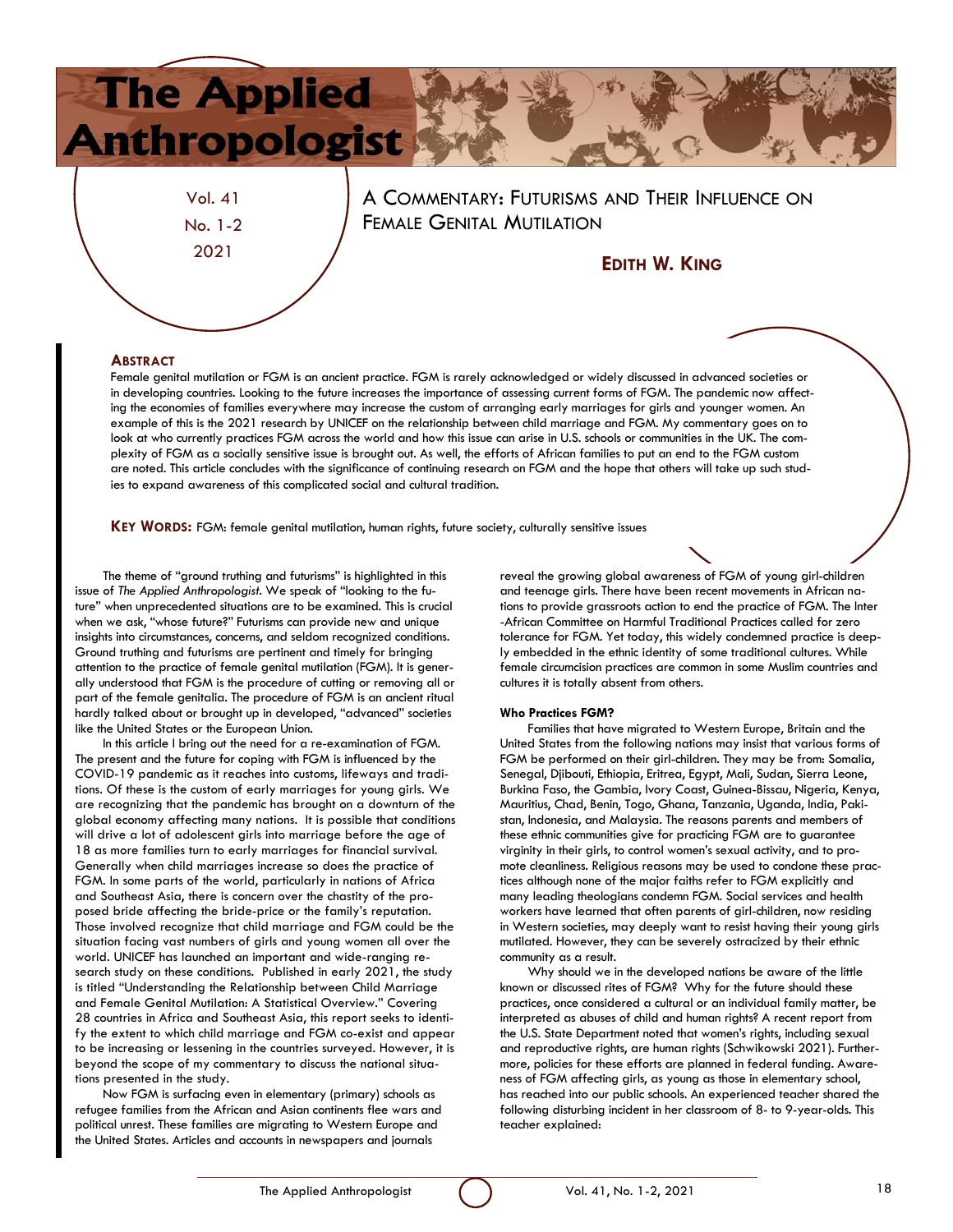# A Commentary: Futurisms and Their Influence on Female Genital Mutilation

## Edith W. King

### Abstract

Female genital mutilation or FGM is an ancient practice. FGM is rarely acknowledged or widely discussed in advanced societies or in developing countries. Looking to the future increases the importance of assessing current forms of FGM. The pandemic now affecting the economies of families everywhere may increase the custom of arranging early marriages for girls and younger women. An example of this is the 2021 research by UNICEF on the relationship between child marriage and FGM. My commentary goes on to look at who currently practices FGM across the world and how this issue can arise in U.S. schools or communities in the UK. The complexity of FGM as a socially sensitive issue is brought out. As well, the efforts of African families to put an end to the FGM custom are noted. This article concludes with the significance of continuing research on FGM and the hope that others will take up such studies to expand awareness of this complicated social and cultural tradition.

**Key Words:** FGM: female genital mutilation, human rights, future society, culturally sensitive issues

The theme of "ground truthing and futurisms" is highlighted in this issue of *The Applied Anthropologist*. We speak of "looking to the future" when unprecedented situations are to be examined. This is crucial when we ask, "whose future?" Futurisms can provide new and unique insights into circumstances, concerns, and seldom recognized conditions. Ground truthing and futurisms are pertinent and timely for bringing attention to the practice of female genital mutilation (FGM). It is generally understood that FGM is the procedure of cutting or removing all or part of the female genitalia. The procedure of FGM is an ancient ritual hardly talked about or brought up in developed, "advanced" societies like the United States or the European Union.

In this article I bring out the need for a re-examination of FGM. The present and the future for coping with FGM is influenced by the COVID-19 pandemic as it reaches into customs, lifeways and traditions. Of these is the custom of early marriages for young girls. We are recognizing that the pandemic has brought on a downturn of the global economy affecting many nations. It is possible that conditions will drive a lot of adolescent girls into marriage before the age of 18 as more families turn to early marriages for financial survival. Generally when child marriages increase so does the practice of FGM. In some parts of the world, particularly in nations of Africa and Southeast Asia, there is concern over the chastity of the proposed bride affecting the bride-price or the family's reputation. Those involved recognize that child marriage and FGM could be the situation facing vast numbers of girls and young women all over the world. UNICEF has launched an important and wide-ranging research study on these conditions. Published in early 2021, the study is titled "Understanding the Relationship between Child Marriage and Female Genital Mutilation: A Statistical Overview." Covering 28 countries in Africa and Southeast Asia, this report seeks to identify the extent to which child marriage and FGM co-exist and appear to be increasing or lessening in the countries surveyed. However, it is beyond the scope of my commentary to discuss the national situations presented in the study.

Now FGM is surfacing even in elementary (primary) schools as refugee families from the African and Asian continents flee wars and political unrest. These families are migrating to Western Europe and the United States. Articles and accounts in newspapers and journals reveal the growing global awareness of FGM of young girl-children and teenage girls. There have been recent movements in African nations to provide grassroots action to end the practice of FGM. The Inter-African Committee on Harmful Traditional Practices called for zero tolerance for FGM. Yet today, this widely condemned practice is deeply embedded in the ethnic identity of some traditional cultures. While female circumcision practices are common in some Muslim countries and cultures it is totally absent from others.

#### Who Practices FGM?

Families that have migrated to Western Europe, Britain and the United States from the following nations may insist that various forms of FGM be performed on their girl-children. They may be from: Somalia, Senegal, Djibouti, Ethiopia, Eritrea, Egypt, Mali, Sudan, Sierra Leone, Burkina Faso, the Gambia, Ivory Coast, Guinea-Bissau, Nigeria, Kenya, Mauritius, Chad, Benin, Togo, Ghana, Tanzania, Uganda, India, Pakistan, Indonesia, and Malaysia. The reasons parents and members of these ethnic communities give for practicing FGM are to guarantee virginity in their girls, to control women's sexual activity, and to promote cleanliness. Religious reasons may be used to condone these practices although none of the major faiths refer to FGM explicitly and many leading theologians condemn FGM. Social services and health workers have learned that often parents of girl-children, now residing in Western societies, may deeply want to resist having their young girls mutilated. However, they can be severely ostracized by their ethnic community as a result.

Why should we in the developed nations be aware of the little known or discussed rites of FGM? Why for the future should these practices, once considered a cultural or an individual family matter, be interpreted as abuses of child and human rights? A recent report from the U.S. State Department noted that women's rights, including sexual and reproductive rights, are human rights (Schwikowski 2021). Furthermore, policies for these efforts are planned in federal funding. Awareness of FGM affecting girls, as young as those in elementary school, has reached into our public schools. An experienced teacher shared the following disturbing incident in her classroom of 8- to 9-year-olds. This teacher explained: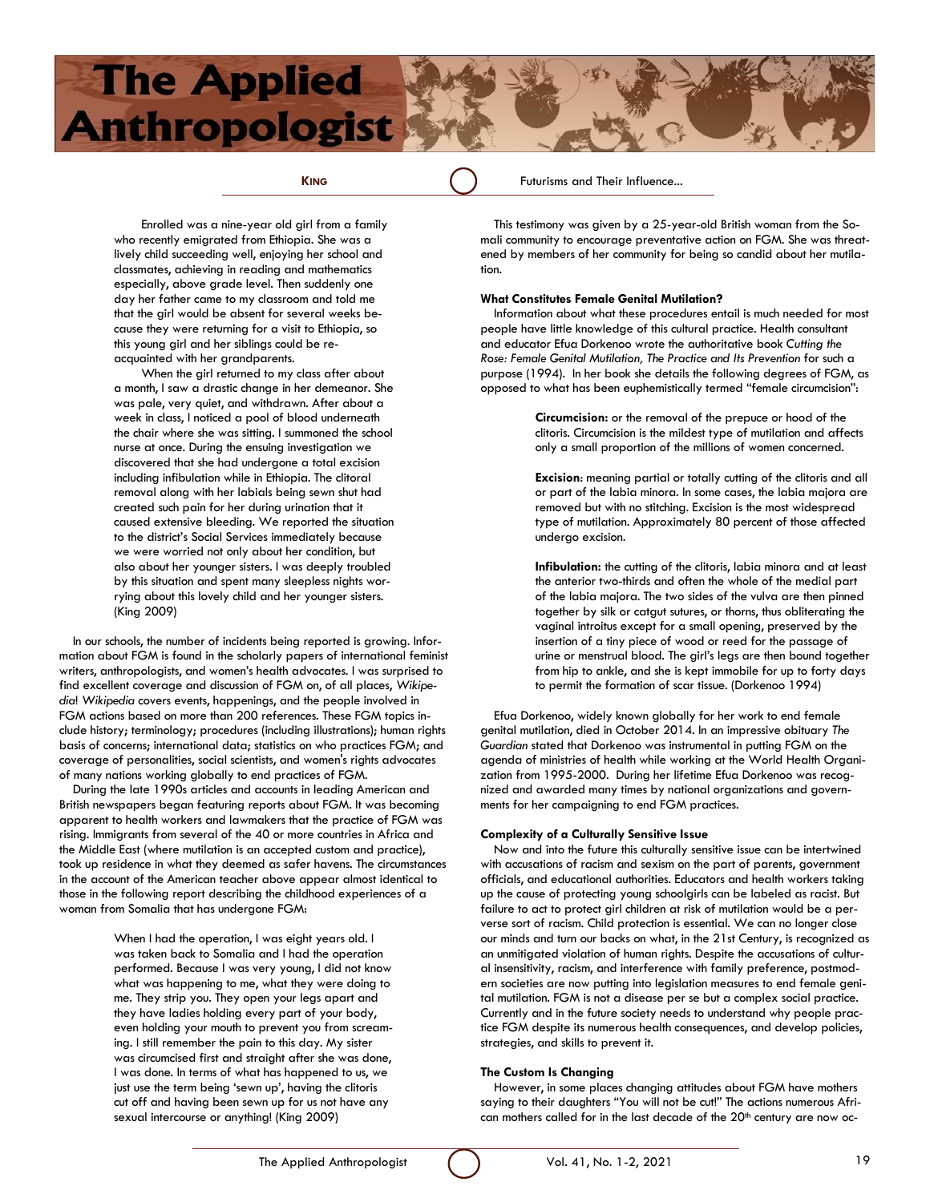Enrolled was a nine-year old girl from a family who recently emigrated from Ethiopia. She was a lively child succeeding well, enjoying her school and classmates, achieving in reading and mathematics especially, above grade level. Then suddenly one day her father came to my classroom and told me that the girl would be absent for several weeks because they were returning for a visit to Ethiopia, so this young girl and her siblings could be reacquainted with her grandparents.

When the girl returned to my class after about a month, I saw a drastic change in her demeanor. She was pale, very quiet, and withdrawn. After about a week in class, I noticed a pool of blood underneath the chair where she was sitting. I summoned the school nurse at once. During the ensuing investigation we discovered that she had undergone a total excision including infibulation while in Ethiopia. The clitoral removal along with her labials being sewn shut had created such pain for her during urination that it caused extensive bleeding. We reported the situation to the district's Social Services immediately because we were worried not only about her condition, but also about her younger sisters. I was deeply troubled by this situation and spent many sleepless nights worrying about this lovely child and her younger sisters. (King 2009)

In our schools, the number of incidents being reported is growing. Information about FGM is found in the scholarly papers of international feminist writers, anthropologists, and women's health advocates. I was surprised to find excellent coverage and discussion of FGM on, of all places, *Wikipedia*! *Wikipedia* covers events, happenings, and the people involved in FGM actions based on more than 200 references. These FGM topics include history; terminology; procedures (including illustrations); human rights basis of concerns; international data; statistics on who practices FGM; and coverage of personalities, social scientists, and women's rights advocates of many nations working globally to end practices of FGM.

During the late 1990s articles and accounts in leading American and British newspapers began featuring reports about FGM. It was becoming apparent to health workers and lawmakers that the practice of FGM was rising. Immigrants from several of the 40 or more countries in Africa and the Middle East (where mutilation is an accepted custom and practice), took up residence in what they deemed as safer havens. The circumstances in the account of the American teacher above appear almost identical to those in the following report describing the childhood experiences of a woman from Somalia that has undergone FGM:

> When I had the operation, I was eight years old. I was taken back to Somalia and I had the operation performed. Because I was very young, I did not know what was happening to me, what they were doing to me. They strip you. They open your legs apart and they have ladies holding every part of your body, even holding your mouth to prevent you from screaming. I still remember the pain to this day. My sister was circumcised first and straight after she was done, I was done. In terms of what has happened to us, we just use the term being 'sewn up', having the clitoris cut off and having been sewn up for us not have any sexual intercourse or anything! (King 2009)

This testimony was given by a 25-year-old British woman from the Somali community to encourage preventative action on FGM. She was threatened by members of her community for being so candid about her mutilation.

**What Constitutes Female Genital Mutilation?**

Information about what these procedures entail is much needed for most people have little knowledge of this cultural practice. Health consultant and educator Efua Dorkenoo wrote the authoritative book *Cutting the Rose: Female Genital Mutilation, The Practice and Its Prevention* for such a purpose (1994). In her book she details the following degrees of FGM, as opposed to what has been euphemistically termed "female circumcision":

> **Circumcision:** or the removal of the prepuce or hood of the clitoris. Circumcision is the mildest type of mutilation and affects only a small proportion of the millions of women concerned.
>
> **Excision**: meaning partial or totally cutting of the clitoris and all or part of the labia minora. In some cases, the labia majora are removed but with no stitching. Excision is the most widespread type of mutilation. Approximately 80 percent of those affected undergo excision.
>
> **Infibulation:** the cutting of the clitoris, labia minora and at least the anterior two-thirds and often the whole of the medial part of the labia majora. The two sides of the vulva are then pinned together by silk or catgut sutures, or thorns, thus obliterating the vaginal introitus except for a small opening, preserved by the insertion of a tiny piece of wood or reed for the passage of urine or menstrual blood. The girl's legs are then bound together from hip to ankle, and she is kept immobile for up to forty days to permit the formation of scar tissue. (Dorkenoo 1994)

Efua Dorkenoo, widely known globally for her work to end female genital mutilation, died in October 2014. In an impressive obituary *The Guardian* stated that Dorkenoo was instrumental in putting FGM on the agenda of ministries of health while working at the World Health Organization from 1995-2000. During her lifetime Efua Dorkenoo was recognized and awarded many times by national organizations and governments for her campaigning to end FGM practices.

**Complexity of a Culturally Sensitive Issue**

Now and into the future this culturally sensitive issue can be intertwined with accusations of racism and sexism on the part of parents, government officials, and educational authorities. Educators and health workers taking up the cause of protecting young schoolgirls can be labeled as racist. But failure to act to protect girl children at risk of mutilation would be a perverse sort of racism. Child protection is essential. We can no longer close our minds and turn our backs on what, in the 21st Century, is recognized as an unmitigated violation of human rights. Despite the accusations of cultural insensitivity, racism, and interference with family preference, postmodern societies are now putting into legislation measures to end female genital mutilation. FGM is not a disease per se but a complex social practice. Currently and in the future society needs to understand why people practice FGM despite its numerous health consequences, and develop policies, strategies, and skills to prevent it.

**The Custom Is Changing**

However, in some places changing attitudes about FGM have mothers saying to their daughters "You will not be cut!" The actions numerous African mothers called for in the last decade of the 20th century are now oc-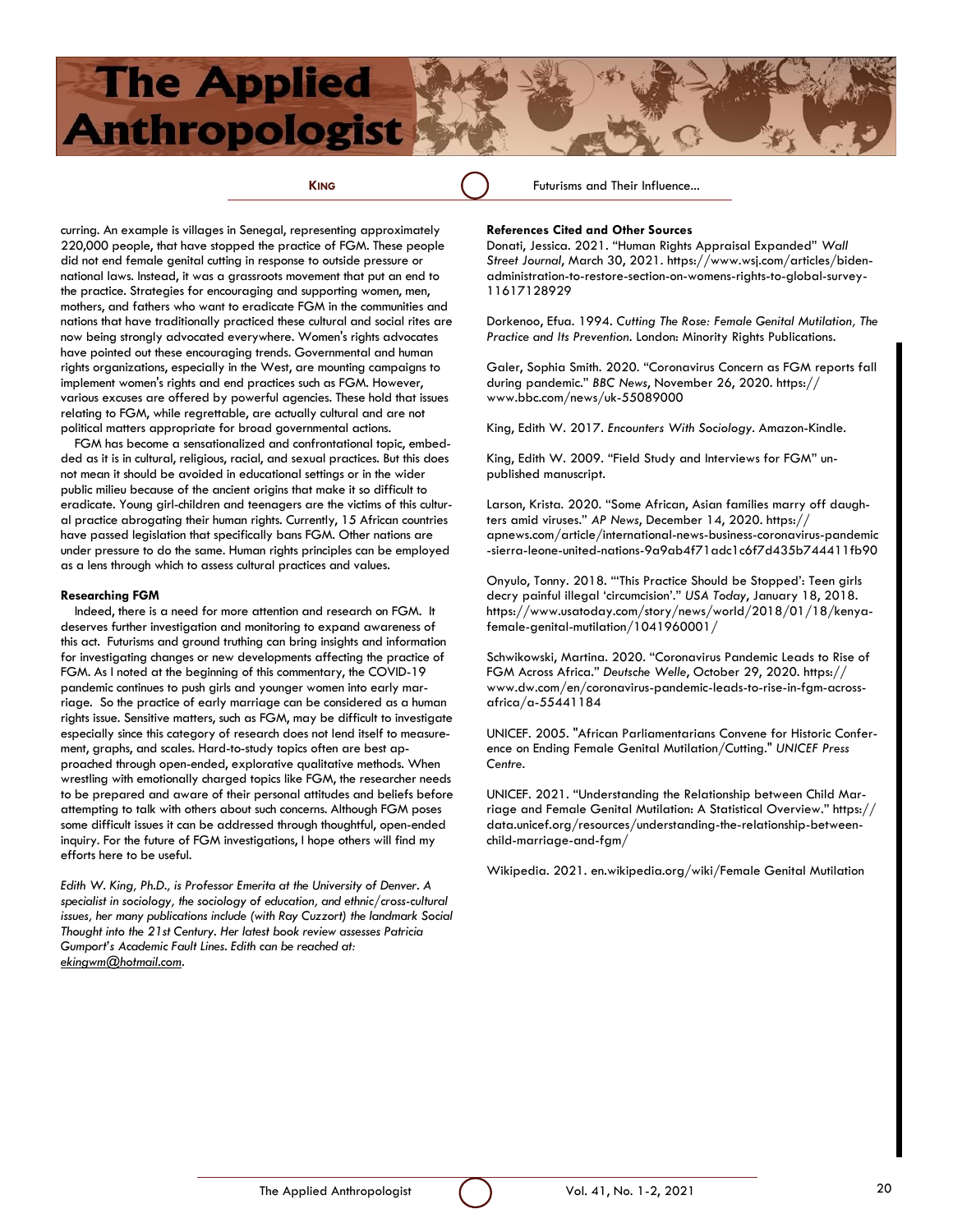curring. An example is villages in Senegal, representing approximately 220,000 people, that have stopped the practice of FGM. These people did not end female genital cutting in response to outside pressure or national laws. Instead, it was a grassroots movement that put an end to the practice. Strategies for encouraging and supporting women, men, mothers, and fathers who want to eradicate FGM in the communities and nations that have traditionally practiced these cultural and social rites are now being strongly advocated everywhere. Women's rights advocates have pointed out these encouraging trends. Governmental and human rights organizations, especially in the West, are mounting campaigns to implement women's rights and end practices such as FGM. However, various excuses are offered by powerful agencies. These hold that issues relating to FGM, while regrettable, are actually cultural and are not political matters appropriate for broad governmental actions.

FGM has become a sensationalized and confrontational topic, embedded as it is in cultural, religious, racial, and sexual practices. But this does not mean it should be avoided in educational settings or in the wider public milieu because of the ancient origins that make it so difficult to eradicate. Young girl-children and teenagers are the victims of this cultural practice abrogating their human rights. Currently, 15 African countries have passed legislation that specifically bans FGM. Other nations are under pressure to do the same. Human rights principles can be employed as a lens through which to assess cultural practices and values.

### Researching FGM

Indeed, there is a need for more attention and research on FGM. It deserves further investigation and monitoring to expand awareness of this act. Futurisms and ground truthing can bring insights and information for investigating changes or new developments affecting the practice of FGM. As I noted at the beginning of this commentary, the COVID-19 pandemic continues to push girls and younger women into early marriage. So the practice of early marriage can be considered as a human rights issue. Sensitive matters, such as FGM, may be difficult to investigate especially since this category of research does not lend itself to measurement, graphs, and scales. Hard-to-study topics often are best approached through open-ended, explorative qualitative methods. When wrestling with emotionally charged topics like FGM, the researcher needs to be prepared and aware of their personal attitudes and beliefs before attempting to talk with others about such concerns. Although FGM poses some difficult issues it can be addressed through thoughtful, open-ended inquiry. For the future of FGM investigations, I hope others will find my efforts here to be useful.

*Edith W. King, Ph.D., is Professor Emerita at the University of Denver. A specialist in sociology, the sociology of education, and ethnic/cross-cultural issues, her many publications include (with Ray Cuzzort) the landmark Social Thought into the 21st Century. Her latest book review assesses Patricia Gumport's Academic Fault Lines. Edith can be reached at: ekingwm@hotmail.com.*

### References Cited and Other Sources

Donati, Jessica. 2021. "Human Rights Appraisal Expanded" *Wall Street Journal*, March 30, 2021. https://www.wsj.com/articles/biden-administration-to-restore-section-on-womens-rights-to-global-survey-11617128929

Dorkenoo, Efua. 1994. *Cutting The Rose: Female Genital Mutilation, The Practice and Its Prevention.* London: Minority Rights Publications.

Galer, Sophia Smith. 2020. "Coronavirus Concern as FGM reports fall during pandemic." *BBC News*, November 26, 2020. https://www.bbc.com/news/uk-55089000

King, Edith W. 2017. *Encounters With Sociology*. Amazon-Kindle.

King, Edith W. 2009. "Field Study and Interviews for FGM" unpublished manuscript.

Larson, Krista. 2020. "Some African, Asian families marry off daughters amid viruses." *AP News*, December 14, 2020. https://apnews.com/article/international-news-business-coronavirus-pandemic-sierra-leone-united-nations-9a9ab4f71adc1c6f7d435b744411fb90

Onyulo, Tonny. 2018. "'This Practice Should be Stopped': Teen girls decry painful illegal 'circumcision'." *USA Today*, January 18, 2018. https://www.usatoday.com/story/news/world/2018/01/18/kenya-female-genital-mutilation/1041960001/

Schwikowski, Martina. 2020. "Coronavirus Pandemic Leads to Rise of FGM Across Africa." *Deutsche Welle*, October 29, 2020. https://www.dw.com/en/coronavirus-pandemic-leads-to-rise-in-fgm-across-africa/a-55441184

UNICEF. 2005. "African Parliamentarians Convene for Historic Conference on Ending Female Genital Mutilation/Cutting." *UNICEF Press Centre.*

UNICEF. 2021. "Understanding the Relationship between Child Marriage and Female Genital Mutilation: A Statistical Overview." https://data.unicef.org/resources/understanding-the-relationship-between-child-marriage-and-fgm/

Wikipedia. 2021. en.wikipedia.org/wiki/Female Genital Mutilation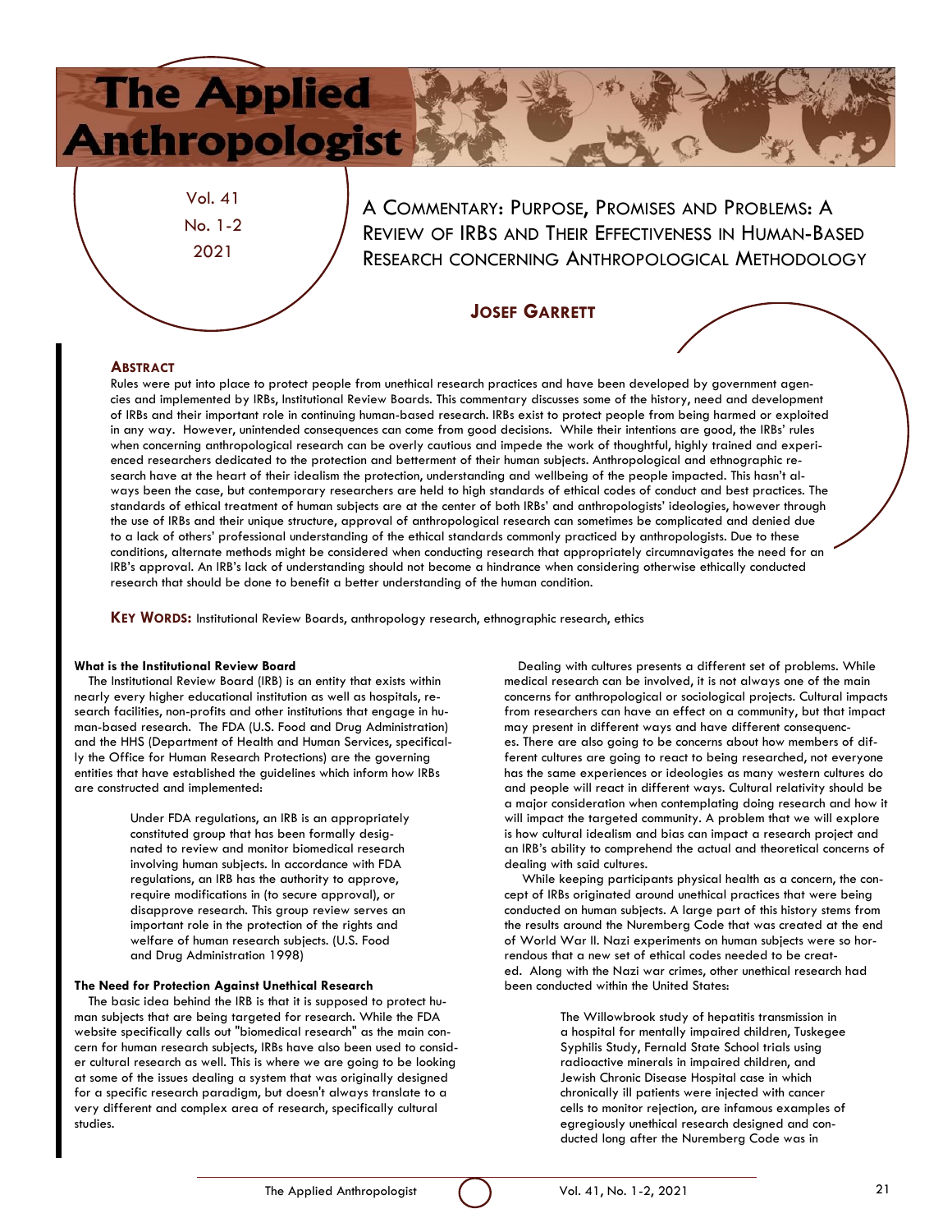# A Commentary: Purpose, Promises and Problems: A Review of IRBs and Their Effectiveness in Human-Based Research concerning Anthropological Methodology

**Josef Garrett**

## Abstract

Rules were put into place to protect people from unethical research practices and have been developed by government agencies and implemented by IRBs, Institutional Review Boards. This commentary discusses some of the history, need and development of IRBs and their important role in continuing human-based research. IRBs exist to protect people from being harmed or exploited in any way. However, unintended consequences can come from good decisions. While their intentions are good, the IRBs' rules when concerning anthropological research can be overly cautious and impede the work of thoughtful, highly trained and experienced researchers dedicated to the protection and betterment of their human subjects. Anthropological and ethnographic research have at the heart of their idealism the protection, understanding and wellbeing of the people impacted. This hasn't always been the case, but contemporary researchers are held to high standards of ethical codes of conduct and best practices. The standards of ethical treatment of human subjects are at the center of both IRBs' and anthropologists' ideologies, however through the use of IRBs and their unique structure, approval of anthropological research can sometimes be complicated and denied due to a lack of others' professional understanding of the ethical standards commonly practiced by anthropologists. Due to these conditions, alternate methods might be considered when conducting research that appropriately circumnavigates the need for an IRB's approval. An IRB's lack of understanding should not become a hindrance when considering otherwise ethically conducted research that should be done to benefit a better understanding of the human condition.

**Key Words:** Institutional Review Boards, anthropology research, ethnographic research, ethics

### What is the Institutional Review Board

The Institutional Review Board (IRB) is an entity that exists within nearly every higher educational institution as well as hospitals, research facilities, non-profits and other institutions that engage in human-based research. The FDA (U.S. Food and Drug Administration) and the HHS (Department of Health and Human Services, specifically the Office for Human Research Protections) are the governing entities that have established the guidelines which inform how IRBs are constructed and implemented:

> Under FDA regulations, an IRB is an appropriately constituted group that has been formally designated to review and monitor biomedical research involving human subjects. In accordance with FDA regulations, an IRB has the authority to approve, require modifications in (to secure approval), or disapprove research. This group review serves an important role in the protection of the rights and welfare of human research subjects. (U.S. Food and Drug Administration 1998)

### The Need for Protection Against Unethical Research

The basic idea behind the IRB is that it is supposed to protect human subjects that are being targeted for research. While the FDA website specifically calls out "biomedical research" as the main concern for human research subjects, IRBs have also been used to consider cultural research as well. This is where we are going to be looking at some of the issues dealing a system that was originally designed for a specific research paradigm, but doesn't always translate to a very different and complex area of research, specifically cultural studies.

Dealing with cultures presents a different set of problems. While medical research can be involved, it is not always one of the main concerns for anthropological or sociological projects. Cultural impacts from researchers can have an effect on a community, but that impact may present in different ways and have different consequences. There are also going to be concerns about how members of different cultures are going to react to being researched, not everyone has the same experiences or ideologies as many western cultures do and people will react in different ways. Cultural relativity should be a major consideration when contemplating doing research and how it will impact the targeted community. A problem that we will explore is how cultural idealism and bias can impact a research project and an IRB's ability to comprehend the actual and theoretical concerns of dealing with said cultures.

While keeping participants physical health as a concern, the concept of IRBs originated around unethical practices that were being conducted on human subjects. A large part of this history stems from the results around the Nuremberg Code that was created at the end of World War II. Nazi experiments on human subjects were so horrendous that a new set of ethical codes needed to be created. Along with the Nazi war crimes, other unethical research had been conducted within the United States:

> The Willowbrook study of hepatitis transmission in a hospital for mentally impaired children, Tuskegee Syphilis Study, Fernald State School trials using radioactive minerals in impaired children, and Jewish Chronic Disease Hospital case in which chronically ill patients were injected with cancer cells to monitor rejection, are infamous examples of egregiously unethical research designed and conducted long after the Nuremberg Code was in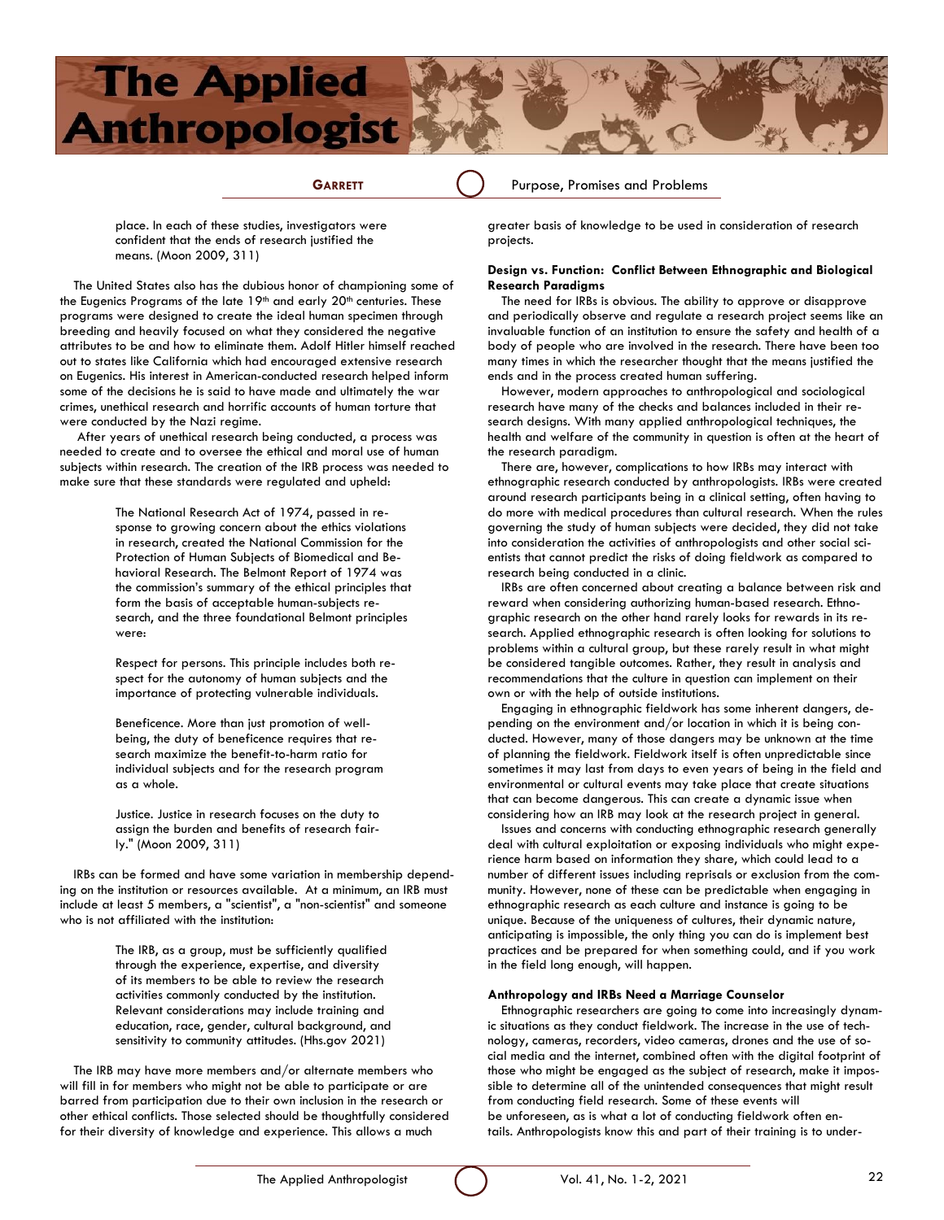place. In each of these studies, investigators were confident that the ends of research justified the means. (Moon 2009, 311)

The United States also has the dubious honor of championing some of the Eugenics Programs of the late 19th and early 20th centuries. These programs were designed to create the ideal human specimen through breeding and heavily focused on what they considered the negative attributes to be and how to eliminate them. Adolf Hitler himself reached out to states like California which had encouraged extensive research on Eugenics. His interest in American-conducted research helped inform some of the decisions he is said to have made and ultimately the war crimes, unethical research and horrific accounts of human torture that were conducted by the Nazi regime.

After years of unethical research being conducted, a process was needed to create and to oversee the ethical and moral use of human subjects within research. The creation of the IRB process was needed to make sure that these standards were regulated and upheld:

> The National Research Act of 1974, passed in response to growing concern about the ethics violations in research, created the National Commission for the Protection of Human Subjects of Biomedical and Behavioral Research. The Belmont Report of 1974 was the commission's summary of the ethical principles that form the basis of acceptable human-subjects research, and the three foundational Belmont principles were:
>
> Respect for persons. This principle includes both respect for the autonomy of human subjects and the importance of protecting vulnerable individuals.
>
> Beneficence. More than just promotion of well-being, the duty of beneficence requires that research maximize the benefit-to-harm ratio for individual subjects and for the research program as a whole.
>
> Justice. Justice in research focuses on the duty to assign the burden and benefits of research fairly." (Moon 2009, 311)

IRBs can be formed and have some variation in membership depending on the institution or resources available. At a minimum, an IRB must include at least 5 members, a "scientist", a "non-scientist" and someone who is not affiliated with the institution:

> The IRB, as a group, must be sufficiently qualified through the experience, expertise, and diversity of its members to be able to review the research activities commonly conducted by the institution. Relevant considerations may include training and education, race, gender, cultural background, and sensitivity to community attitudes. (Hhs.gov 2021)

The IRB may have more members and/or alternate members who will fill in for members who might not be able to participate or are barred from participation due to their own inclusion in the research or other ethical conflicts. Those selected should be thoughtfully considered for their diversity of knowledge and experience. This allows a much greater basis of knowledge to be used in consideration of research projects.

### Design vs. Function: Conflict Between Ethnographic and Biological Research Paradigms

The need for IRBs is obvious. The ability to approve or disapprove and periodically observe and regulate a research project seems like an invaluable function of an institution to ensure the safety and health of a body of people who are involved in the research. There have been too many times in which the researcher thought that the means justified the ends and in the process created human suffering.

However, modern approaches to anthropological and sociological research have many of the checks and balances included in their research designs. With many applied anthropological techniques, the health and welfare of the community in question is often at the heart of the research paradigm.

There are, however, complications to how IRBs may interact with ethnographic research conducted by anthropologists. IRBs were created around research participants being in a clinical setting, often having to do more with medical procedures than cultural research. When the rules governing the study of human subjects were decided, they did not take into consideration the activities of anthropologists and other social scientists that cannot predict the risks of doing fieldwork as compared to research being conducted in a clinic.

IRBs are often concerned about creating a balance between risk and reward when considering authorizing human-based research. Ethnographic research on the other hand rarely looks for rewards in its research. Applied ethnographic research is often looking for solutions to problems within a cultural group, but these rarely result in what might be considered tangible outcomes. Rather, they result in analysis and recommendations that the culture in question can implement on their own or with the help of outside institutions.

Engaging in ethnographic fieldwork has some inherent dangers, depending on the environment and/or location in which it is being conducted. However, many of those dangers may be unknown at the time of planning the fieldwork. Fieldwork itself is often unpredictable since sometimes it may last from days to even years of being in the field and environmental or cultural events may take place that create situations that can become dangerous. This can create a dynamic issue when considering how an IRB may look at the research project in general.

Issues and concerns with conducting ethnographic research generally deal with cultural exploitation or exposing individuals who might experience harm based on information they share, which could lead to a number of different issues including reprisals or exclusion from the community. However, none of these can be predictable when engaging in ethnographic research as each culture and instance is going to be unique. Because of the uniqueness of cultures, their dynamic nature, anticipating is impossible, the only thing you can do is implement best practices and be prepared for when something could, and if you work in the field long enough, will happen.

### Anthropology and IRBs Need a Marriage Counselor

Ethnographic researchers are going to come into increasingly dynamic situations as they conduct fieldwork. The increase in the use of technology, cameras, recorders, video cameras, drones and the use of social media and the internet, combined often with the digital footprint of those who might be engaged as the subject of research, make it impossible to determine all of the unintended consequences that might result from conducting field research. Some of these events will be unforeseen, as is what a lot of conducting fieldwork often entails. Anthropologists know this and part of their training is to under-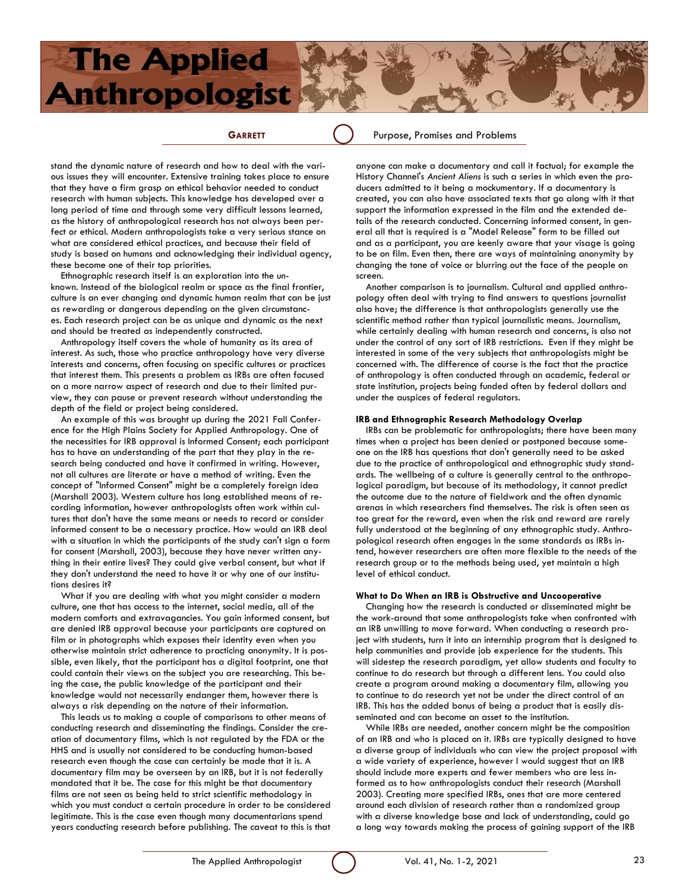stand the dynamic nature of research and how to deal with the various issues they will encounter. Extensive training takes place to ensure that they have a firm grasp on ethical behavior needed to conduct research with human subjects. This knowledge has developed over a long period of time and through some very difficult lessons learned, as the history of anthropological research has not always been perfect or ethical. Modern anthropologists take a very serious stance on what are considered ethical practices, and because their field of study is based on humans and acknowledging their individual agency, these become one of their top priorities.

Ethnographic research itself is an exploration into the unknown. Instead of the biological realm or space as the final frontier, culture is an ever changing and dynamic human realm that can be just as rewarding or dangerous depending on the given circumstances. Each research project can be as unique and dynamic as the next and should be treated as independently constructed.

Anthropology itself covers the whole of humanity as its area of interest. As such, those who practice anthropology have very diverse interests and concerns, often focusing on specific cultures or practices that interest them. This presents a problem as IRBs are often focused on a more narrow aspect of research and due to their limited purview, they can pause or prevent research without understanding the depth of the field or project being considered.

An example of this was brought up during the 2021 Fall Conference for the High Plains Society for Applied Anthropology. One of the necessities for IRB approval is Informed Consent; each participant has to have an understanding of the part that they play in the research being conducted and have it confirmed in writing. However, not all cultures are literate or have a method of writing. Even the concept of "Informed Consent" might be a completely foreign idea (Marshall 2003). Western culture has long established means of recording information, however anthropologists often work within cultures that don't have the same means or needs to record or consider informed consent to be a necessary practice. How would an IRB deal with a situation in which the participants of the study can't sign a form for consent (Marshall, 2003), because they have never written anything in their entire lives? They could give verbal consent, but what if they don't understand the need to have it or why one of our institutions desires it?

What if you are dealing with what you might consider a modern culture, one that has access to the internet, social media, all of the modern comforts and extravagancies. You gain informed consent, but are denied IRB approval because your participants are captured on film or in photographs which exposes their identity even when you otherwise maintain strict adherence to practicing anonymity. It is possible, even likely, that the participant has a digital footprint, one that could contain their views on the subject you are researching. This being the case, the public knowledge of the participant and their knowledge would not necessarily endanger them, however there is always a risk depending on the nature of their information.

This leads us to making a couple of comparisons to other means of conducting research and disseminating the findings. Consider the creation of documentary films, which is not regulated by the FDA or the HHS and is usually not considered to be conducting human-based research even though the case can certainly be made that it is. A documentary film may be overseen by an IRB, but it is not federally mandated that it be. The case for this might be that documentary films are not seen as being held to strict scientific methodology in which you must conduct a certain procedure in order to be considered legitimate. This is the case even though many documentarians spend years conducting research before publishing. The caveat to this is that anyone can make a documentary and call it factual; for example the History Channel's *Ancient Aliens* is such a series in which even the producers admitted to it being a mockumentary. If a documentary is created, you can also have associated texts that go along with it that support the information expressed in the film and the extended details of the research conducted. Concerning informed consent, in general all that is required is a "Model Release" form to be filled out and as a participant, you are keenly aware that your visage is going to be on film. Even then, there are ways of maintaining anonymity by changing the tone of voice or blurring out the face of the people on screen.

Another comparison is to journalism. Cultural and applied anthropology often deal with trying to find answers to questions journalist also have; the difference is that anthropologists generally use the scientific method rather than typical journalistic means. Journalism, while certainly dealing with human research and concerns, is also not under the control of any sort of IRB restrictions. Even if they might be interested in some of the very subjects that anthropologists might be concerned with. The difference of course is the fact that the practice of anthropology is often conducted through an academic, federal or state institution, projects being funded often by federal dollars and under the auspices of federal regulators.

**IRB and Ethnographic Research Methodology Overlap**

IRBs can be problematic for anthropologists; there have been many times when a project has been denied or postponed because someone on the IRB has questions that don't generally need to be asked due to the practice of anthropological and ethnographic study standards. The wellbeing of a culture is generally central to the anthropological paradigm, but because of its methodology, it cannot predict the outcome due to the nature of fieldwork and the often dynamic arenas in which researchers find themselves. The risk is often seen as too great for the reward, even when the risk and reward are rarely fully understood at the beginning of any ethnographic study. Anthropological research often engages in the same standards as IRBs intend, however researchers are often more flexible to the needs of the research group or to the methods being used, yet maintain a high level of ethical conduct.

**What to Do When an IRB is Obstructive and Uncooperative**

Changing how the research is conducted or disseminated might be the work-around that some anthropologists take when confronted with an IRB unwilling to move forward. When conducting a research project with students, turn it into an internship program that is designed to help communities and provide job experience for the students. This will sidestep the research paradigm, yet allow students and faculty to continue to do research but through a different lens. You could also create a program around making a documentary film, allowing you to continue to do research yet not be under the direct control of an IRB. This has the added bonus of being a product that is easily disseminated and can become an asset to the institution.

While IRBs are needed, another concern might be the composition of an IRB and who is placed on it. IRBs are typically designed to have a diverse group of individuals who can view the project proposal with a wide variety of experience, however I would suggest that an IRB should include more experts and fewer members who are less informed as to how anthropologists conduct their research (Marshall 2003). Creating more specified IRBs, ones that are more centered around each division of research rather than a randomized group with a diverse knowledge base and lack of understanding, could go a long way towards making the process of gaining support of the IRB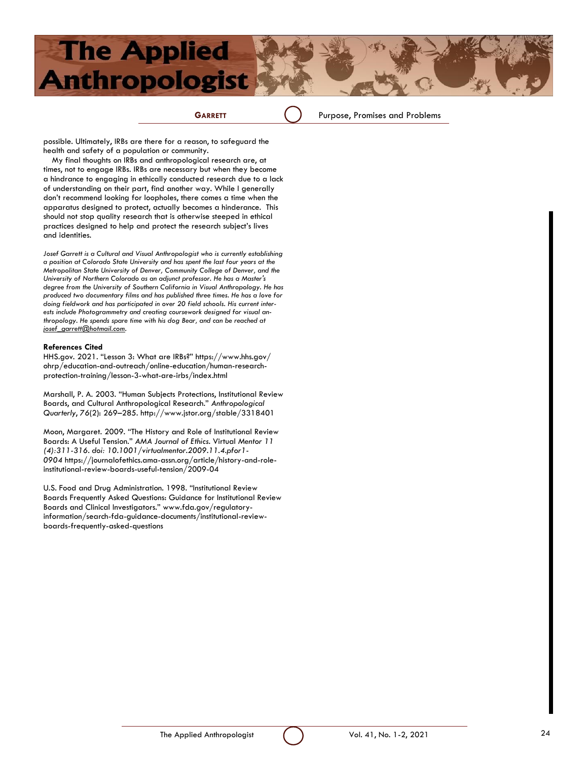possible. Ultimately, IRBs are there for a reason, to safeguard the health and safety of a population or community.

My final thoughts on IRBs and anthropological research are, at times, not to engage IRBs. IRBs are necessary but when they become a hindrance to engaging in ethically conducted research due to a lack of understanding on their part, find another way. While I generally don't recommend looking for loopholes, there comes a time when the apparatus designed to protect, actually becomes a hinderance. This should not stop quality research that is otherwise steeped in ethical practices designed to help and protect the research subject's lives and identities.

*Josef Garrett is a Cultural and Visual Anthropologist who is currently establishing a position at Colorado State University and has spent the last four years at the Metropolitan State University of Denver, Community College of Denver, and the University of Northern Colorado as an adjunct professor. He has a Master's degree from the University of Southern California in Visual Anthropology. He has produced two documentary films and has published three times. He has a love for doing fieldwork and has participated in over 20 field schools. His current interests include Photogrammetry and creating coursework designed for visual anthropology. He spends spare time with his dog Bear, and can be reached at josef_garrett@hotmail.com.*

**References Cited**

HHS.gov. 2021. "Lesson 3: What are IRBs?" https://www.hhs.gov/ohrp/education-and-outreach/online-education/human-research-protection-training/lesson-3-what-are-irbs/index.html

Marshall, P. A. 2003. "Human Subjects Protections, Institutional Review Boards, and Cultural Anthropological Research." *Anthropological Quarterly*, *76*(2): 269–285. http://www.jstor.org/stable/3318401

Moon, Margaret. 2009. "The History and Role of Institutional Review Boards: A Useful Tension." *AMA Journal of Ethics.* Virtual Mentor *11 (4):311-316. doi: 10.1001/virtualmentor.2009.11.4.pfor1-0904* https://journalofethics.ama-assn.org/article/history-and-role-institutional-review-boards-useful-tension/2009-04

U.S. Food and Drug Administration. 1998. "Institutional Review Boards Frequently Asked Questions: Guidance for Institutional Review Boards and Clinical Investigators." www.fda.gov/regulatory-information/search-fda-guidance-documents/institutional-review-boards-frequently-asked-questions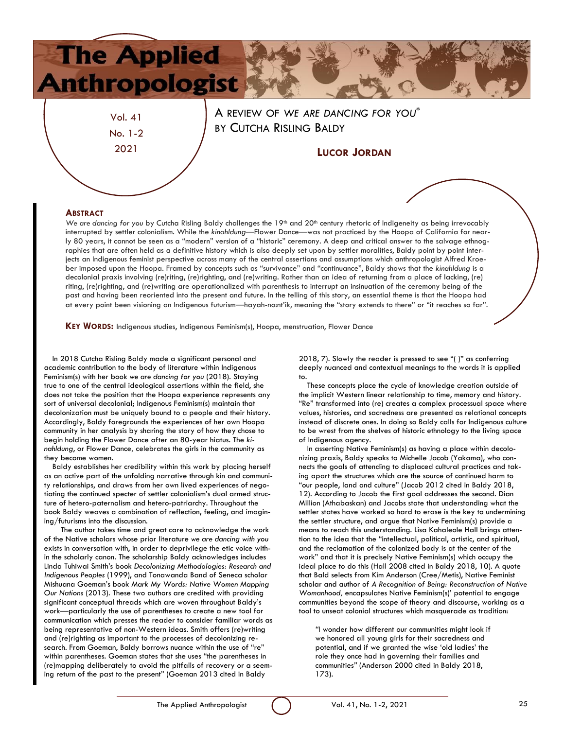# A REVIEW OF *WE ARE DANCING FOR YOU*\* BY CUTCHA RISLING BALDY

**LUCOR JORDAN**

### ABSTRACT

*We are dancing for you* by Cutcha Risling Baldy challenges the 19th and 20th century rhetoric of Indigeneity as being irrevocably interrupted by settler colonialism. While the *kinahldung*—Flower Dance—was not practiced by the Hoopa of California for nearly 80 years, it cannot be seen as a "modern" version of a "historic" ceremony. A deep and critical answer to the salvage ethnographies that are often held as a definitive history which is also deeply set upon by settler moralities, Baldy point by point interjects an Indigenous feminist perspective across many of the central assertions and assumptions which anthropologist Alfred Kroeber imposed upon the Hoopa. Framed by concepts such as "survivance" and "continuance", Baldy shows that the *kinahldung* is a decolonial praxis involving (re)riting, (re)righting, and (re)writing. Rather than an idea of returning from a place of lacking, (re)riting, (re)righting, and (re)writing are operationalized with parenthesis to interrupt an insinuation of the ceremony being of the past and having been reoriented into the present and future. In the telling of this story, an essential theme is that the Hoopa had at every point been visioning an Indigenous futurism—hayah-no:nt'ik, meaning the "story extends to there" or "it reaches so far".

**KEY WORDS:** Indigenous studies, Indigenous Feminism(s), Hoopa, menstruation, Flower Dance

In 2018 Cutcha Risling Baldy made a significant personal and academic contribution to the body of literature within Indigenous Feminism(s) with her book *we are dancing for you* (2018). Staying true to one of the central ideological assertions within the field, she does not take the position that the Hoopa experience represents any sort of universal decolonial; Indigenous Feminism(s) maintain that decolonization must be uniquely bound to a people and their history. Accordingly, Baldy foregrounds the experiences of her own Hoopa community in her analysis by sharing the story of how they chose to begin holding the Flower Dance after an 80-year hiatus. The *kinahldung*, or Flower Dance, celebrates the girls in the community as they become women.

Baldy establishes her credibility within this work by placing herself as an active part of the unfolding narrative through kin and community relationships, and draws from her own lived experiences of negotiating the continued specter of settler colonialism's dual armed structure of hetero-paternalism and hetero-patriarchy. Throughout the book Baldy weaves a combination of reflection, feeling, and imagining/futurisms into the discussion.

The author takes time and great care to acknowledge the work of the Native scholars whose prior literature *we are dancing with you* exists in conversation with, in order to deprivilege the etic voice within the scholarly canon. The scholarship Baldy acknowledges includes Linda Tuhiwai Smith's book *Decolonizing Methodologies: Research and Indigenous Peoples* (1999), and Tonawanda Band of Seneca scholar Mishuana Goeman's book *Mark My Words: Native Women Mapping Our Nations* (2013). These two authors are credited with providing significant conceptual threads which are woven throughout Baldy's work—particularly the use of parentheses to create a new tool for communication which presses the reader to consider familiar words as being representative of non-Western ideas. Smith offers (re)writing and (re)righting as important to the processes of decolonizing research. From Goeman, Baldy borrows nuance within the use of "re" within parentheses. Goeman states that she uses "the parentheses in (re)mapping deliberately to avoid the pitfalls of recovery or a seeming return of the past to the present" (Goeman 2013 cited in Baldy 2018, 7). Slowly the reader is pressed to see "( )" as conferring deeply nuanced and contextual meanings to the words it is applied to.

These concepts place the cycle of knowledge creation outside of the implicit Western linear relationship to time, memory and history. "Re" transformed into (re) creates a complex processual space where values, histories, and sacredness are presented as relational concepts instead of discrete ones. In doing so Baldy calls for Indigenous culture to be wrest from the shelves of historic ethnology to the living space of Indigenous agency.

In asserting Native Feminism(s) as having a place within decolonizing praxis, Baldy speaks to Michelle Jacob (Yakama), who connects the goals of attending to displaced cultural practices and taking apart the structures which are the source of continued harm to "our people, land and culture" (Jacob 2012 cited in Baldy 2018, 12). According to Jacob the first goal addresses the second. Dian Million (Athabaskan) and Jacobs state that understanding what the settler states have worked so hard to erase is the key to undermining the settler structure, and argue that Native Feminism(s) provide a means to reach this understanding. Lisa Kahaleole Hall brings attention to the idea that the "intellectual, political, artistic, and spiritual, and the reclamation of the colonized body is at the center of the work" and that it is precisely Native Feminism(s) which occupy the ideal place to do this (Hall 2008 cited in Baldy 2018, 10). A quote that Bald selects from Kim Anderson (Cree/Metis), Native Feminist scholar and author of *A Recognition of Being: Reconstruction of Native Womanhood,* encapsulates Native Feminism(s)' potential to engage communities beyond the scope of theory and discourse, working as a tool to unseat colonial structures which masquerade as tradition:

> "I wonder how different our communities might look if we honored all young girls for their sacredness and potential, and if we granted the wise 'old ladies' the role they once had in governing their families and communities" (Anderson 2000 cited in Baldy 2018, 173).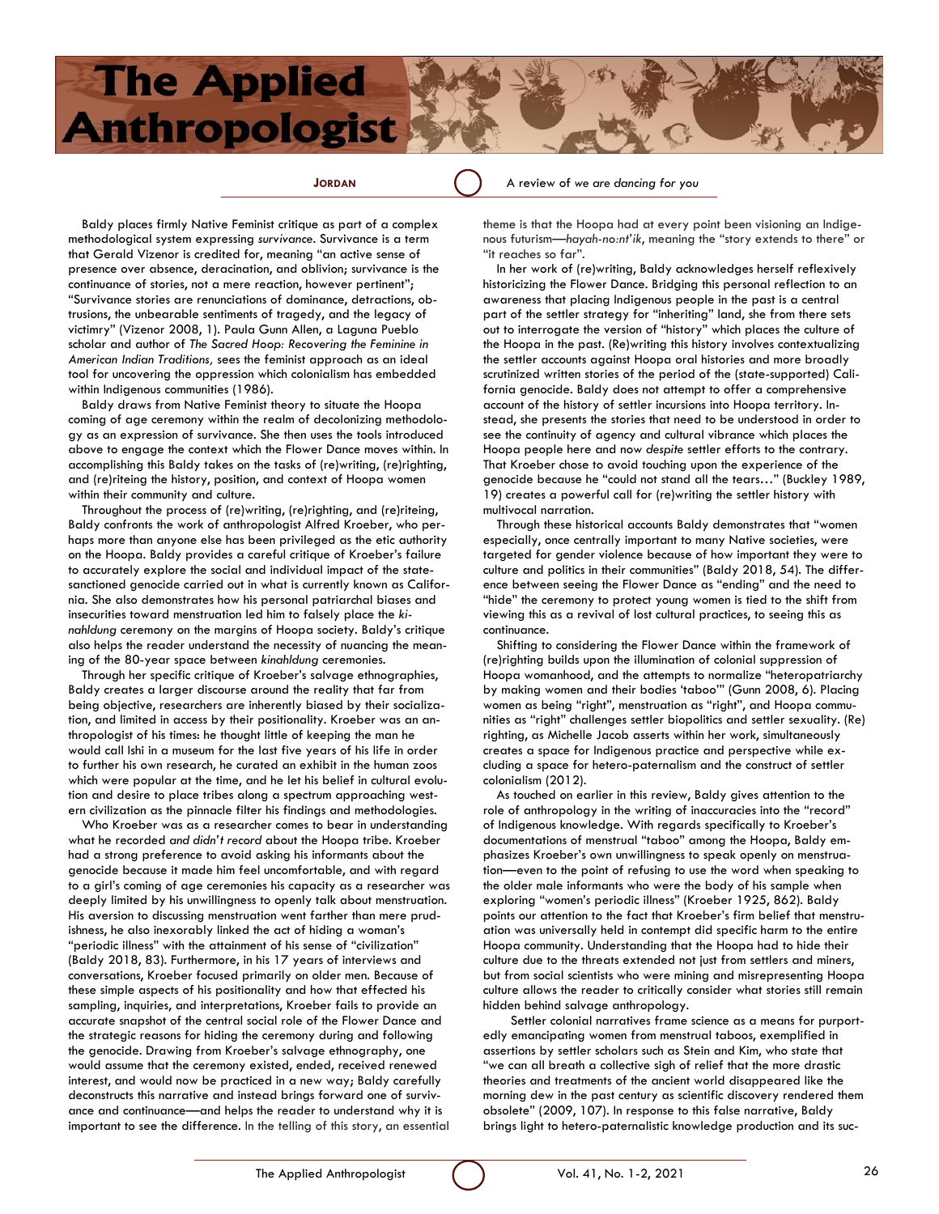Baldy places firmly Native Feminist critique as part of a complex methodological system expressing *survivance*. Survivance is a term that Gerald Vizenor is credited for, meaning "an active sense of presence over absence, deracination, and oblivion; survivance is the continuance of stories, not a mere reaction, however pertinent"; "Survivance stories are renunciations of dominance, detractions, obtrusions, the unbearable sentiments of tragedy, and the legacy of victimry" (Vizenor 2008, 1). Paula Gunn Allen, a Laguna Pueblo scholar and author of *The Sacred Hoop: Recovering the Feminine in American Indian Traditions,* sees the feminist approach as an ideal tool for uncovering the oppression which colonialism has embedded within Indigenous communities (1986).

Baldy draws from Native Feminist theory to situate the Hoopa coming of age ceremony within the realm of decolonizing methodology as an expression of survivance. She then uses the tools introduced above to engage the context which the Flower Dance moves within. In accomplishing this Baldy takes on the tasks of (re)writing, (re)righting, and (re)riteing the history, position, and context of Hoopa women within their community and culture.

Throughout the process of (re)writing, (re)righting, and (re)riteing, Baldy confronts the work of anthropologist Alfred Kroeber, who perhaps more than anyone else has been privileged as the etic authority on the Hoopa. Baldy provides a careful critique of Kroeber's failure to accurately explore the social and individual impact of the state-sanctioned genocide carried out in what is currently known as California. She also demonstrates how his personal patriarchal biases and insecurities toward menstruation led him to falsely place the *kinahldung* ceremony on the margins of Hoopa society. Baldy's critique also helps the reader understand the necessity of nuancing the meaning of the 80-year space between *kinahldung* ceremonies.

Through her specific critique of Kroeber's salvage ethnographies, Baldy creates a larger discourse around the reality that far from being objective, researchers are inherently biased by their socialization, and limited in access by their positionality. Kroeber was an anthropologist of his times: he thought little of keeping the man he would call Ishi in a museum for the last five years of his life in order to further his own research, he curated an exhibit in the human zoos which were popular at the time, and he let his belief in cultural evolution and desire to place tribes along a spectrum approaching western civilization as the pinnacle filter his findings and methodologies.

Who Kroeber was as a researcher comes to bear in understanding what he recorded *and didn't record* about the Hoopa tribe. Kroeber had a strong preference to avoid asking his informants about the genocide because it made him feel uncomfortable, and with regard to a girl's coming of age ceremonies his capacity as a researcher was deeply limited by his unwillingness to openly talk about menstruation. His aversion to discussing menstruation went farther than mere prudishness, he also inexorably linked the act of hiding a woman's "periodic illness" with the attainment of his sense of "civilization" (Baldy 2018, 83). Furthermore, in his 17 years of interviews and conversations, Kroeber focused primarily on older men. Because of these simple aspects of his positionality and how that effected his sampling, inquiries, and interpretations, Kroeber fails to provide an accurate snapshot of the central social role of the Flower Dance and the strategic reasons for hiding the ceremony during and following the genocide. Drawing from Kroeber's salvage ethnography, one would assume that the ceremony existed, ended, received renewed interest, and would now be practiced in a new way; Baldy carefully deconstructs this narrative and instead brings forward one of survivance and continuance—and helps the reader to understand why it is important to see the difference. In the telling of this story, an essential theme is that the Hoopa had at every point been visioning an Indigenous futurism—*hayah-no:nt'ik*, meaning the "story extends to there" or "it reaches so far".

In her work of (re)writing, Baldy acknowledges herself reflexively historicizing the Flower Dance. Bridging this personal reflection to an awareness that placing Indigenous people in the past is a central part of the settler strategy for "inheriting" land, she from there sets out to interrogate the version of "history" which places the culture of the Hoopa in the past. (Re)writing this history involves contextualizing the settler accounts against Hoopa oral histories and more broadly scrutinized written stories of the period of the (state-supported) California genocide. Baldy does not attempt to offer a comprehensive account of the history of settler incursions into Hoopa territory. Instead, she presents the stories that need to be understood in order to see the continuity of agency and cultural vibrance which places the Hoopa people here and now *despite* settler efforts to the contrary. That Kroeber chose to avoid touching upon the experience of the genocide because he "could not stand all the tears…" (Buckley 1989, 19) creates a powerful call for (re)writing the settler history with multivocal narration.

Through these historical accounts Baldy demonstrates that "women especially, once centrally important to many Native societies, were targeted for gender violence because of how important they were to culture and politics in their communities" (Baldy 2018, 54). The difference between seeing the Flower Dance as "ending" and the need to "hide" the ceremony to protect young women is tied to the shift from viewing this as a revival of lost cultural practices, to seeing this as continuance.

Shifting to considering the Flower Dance within the framework of (re)righting builds upon the illumination of colonial suppression of Hoopa womanhood, and the attempts to normalize "heteropatriarchy by making women and their bodies 'taboo'" (Gunn 2008, 6). Placing women as being "right", menstruation as "right", and Hoopa communities as "right" challenges settler biopolitics and settler sexuality. (Re)righting, as Michelle Jacob asserts within her work, simultaneously creates a space for Indigenous practice and perspective while excluding a space for hetero-paternalism and the construct of settler colonialism (2012).

As touched on earlier in this review, Baldy gives attention to the role of anthropology in the writing of inaccuracies into the "record" of Indigenous knowledge. With regards specifically to Kroeber's documentations of menstrual "taboo" among the Hoopa, Baldy emphasizes Kroeber's own unwillingness to speak openly on menstruation—even to the point of refusing to use the word when speaking to the older male informants who were the body of his sample when exploring "women's periodic illness" (Kroeber 1925, 862). Baldy points our attention to the fact that Kroeber's firm belief that menstruation was universally held in contempt did specific harm to the entire Hoopa community. Understanding that the Hoopa had to hide their culture due to the threats extended not just from settlers and miners, but from social scientists who were mining and misrepresenting Hoopa culture allows the reader to critically consider what stories still remain hidden behind salvage anthropology.

Settler colonial narratives frame science as a means for purportedly emancipating women from menstrual taboos, exemplified in assertions by settler scholars such as Stein and Kim, who state that "we can all breath a collective sigh of relief that the more drastic theories and treatments of the ancient world disappeared like the morning dew in the past century as scientific discovery rendered them obsolete" (2009, 107). In response to this false narrative, Baldy brings light to hetero-paternalistic knowledge production and its suc-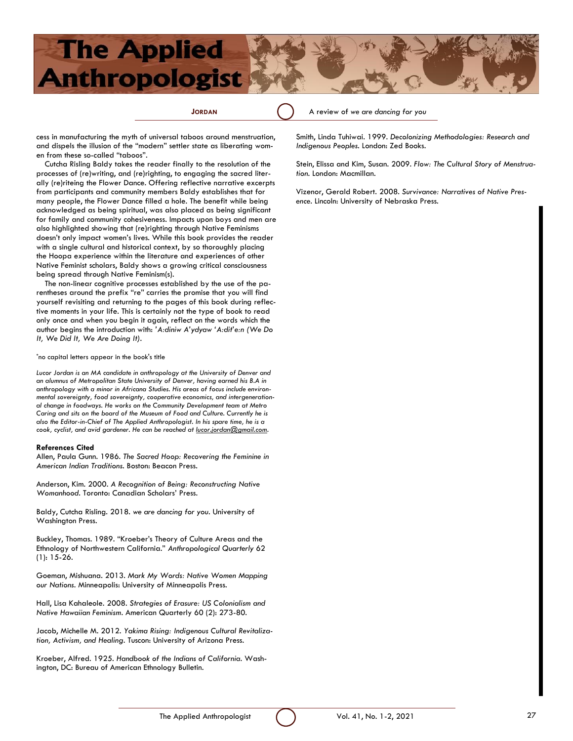cess in manufacturing the myth of universal taboos around menstruation, and dispels the illusion of the "modern" settler state as liberating women from these so-called "taboos".

Cutcha Risling Baldy takes the reader finally to the resolution of the processes of (re)writing, and (re)righting, to engaging the sacred literally (re)riteing the Flower Dance. Offering reflective narrative excerpts from participants and community members Baldy establishes that for many people, the Flower Dance filled a hole. The benefit while being acknowledged as being spiritual, was also placed as being significant for family and community cohesiveness. Impacts upon boys and men are also highlighted showing that (re)righting through Native Feminisms doesn't only impact women's lives. While this book provides the reader with a single cultural and historical context, by so thoroughly placing the Hoopa experience within the literature and experiences of other Native Feminist scholars, Baldy shows a growing critical consciousness being spread through Native Feminism(s).

The non-linear cognitive processes established by the use of the parentheses around the prefix "re" carries the promise that you will find yourself revisiting and returning to the pages of this book during reflective moments in your life. This is certainly not the type of book to read only once and when you begin it again, reflect on the words which the author begins the introduction with: *'A:diniw A'ydyaw 'A:dit'e:n (We Do It, We Did It, We Are Doing It)*.

*no capital letters appear in the book's title

*Lucor Jordan is an MA candidate in anthropology at the University of Denver and an alumnus of Metropolitan State University of Denver, having earned his B.A in anthropology with a minor in Africana Studies. His areas of focus include environmental sovereignty, food sovereignty, cooperative economics, and intergenerational change in foodways. He works on the Community Development team at Metro Caring and sits on the board of the Museum of Food and Culture. Currently he is also the Editor-in-Chief of The Applied Anthropologist. In his spare time, he is a cook, cyclist, and avid gardener. He can be reached at lucor.jordan@gmail.com.*

**References Cited**

Allen, Paula Gunn. 1986. *The Sacred Hoop: Recovering the Feminine in American Indian Traditions*. Boston: Beacon Press.

Anderson, Kim. 2000. *A Recognition of Being: Reconstructing Native Womanhood*. Toronto: Canadian Scholars' Press.

Baldy, Cutcha Risling. 2018. *we are dancing for you*. University of Washington Press.

Buckley, Thomas. 1989. "Kroeber's Theory of Culture Areas and the Ethnology of Northwestern California." *Anthropological Quarterly* 62 (1): 15-26.

Goeman, Mishuana. 2013. *Mark My Words: Native Women Mapping our Nations*. Minneapolis: University of Minneapolis Press.

Hall, Lisa Kahaleole. 2008. *Strategies of Erasure: US Colonialism and Native Hawaiian Feminism*. American Quarterly 60 (2): 273-80.

Jacob, Michelle M. 2012. *Yakima Rising: Indigenous Cultural Revitalization, Activism, and Healing*. Tuscon: University of Arizona Press.

Kroeber, Alfred. 1925. *Handbook of the Indians of California*. Washington, DC: Bureau of American Ethnology Bulletin.

Smith, Linda Tuhiwai. 1999. *Decolonizing Methodologies: Research and Indigenous Peoples*. London: Zed Books.

Stein, Elissa and Kim, Susan. 2009. *Flow: The Cultural Story of Menstruation*. London: Macmillan.

Vizenor, Gerald Robert. 2008. *Survivance: Narratives of Native Presence*. Lincoln: University of Nebraska Press.